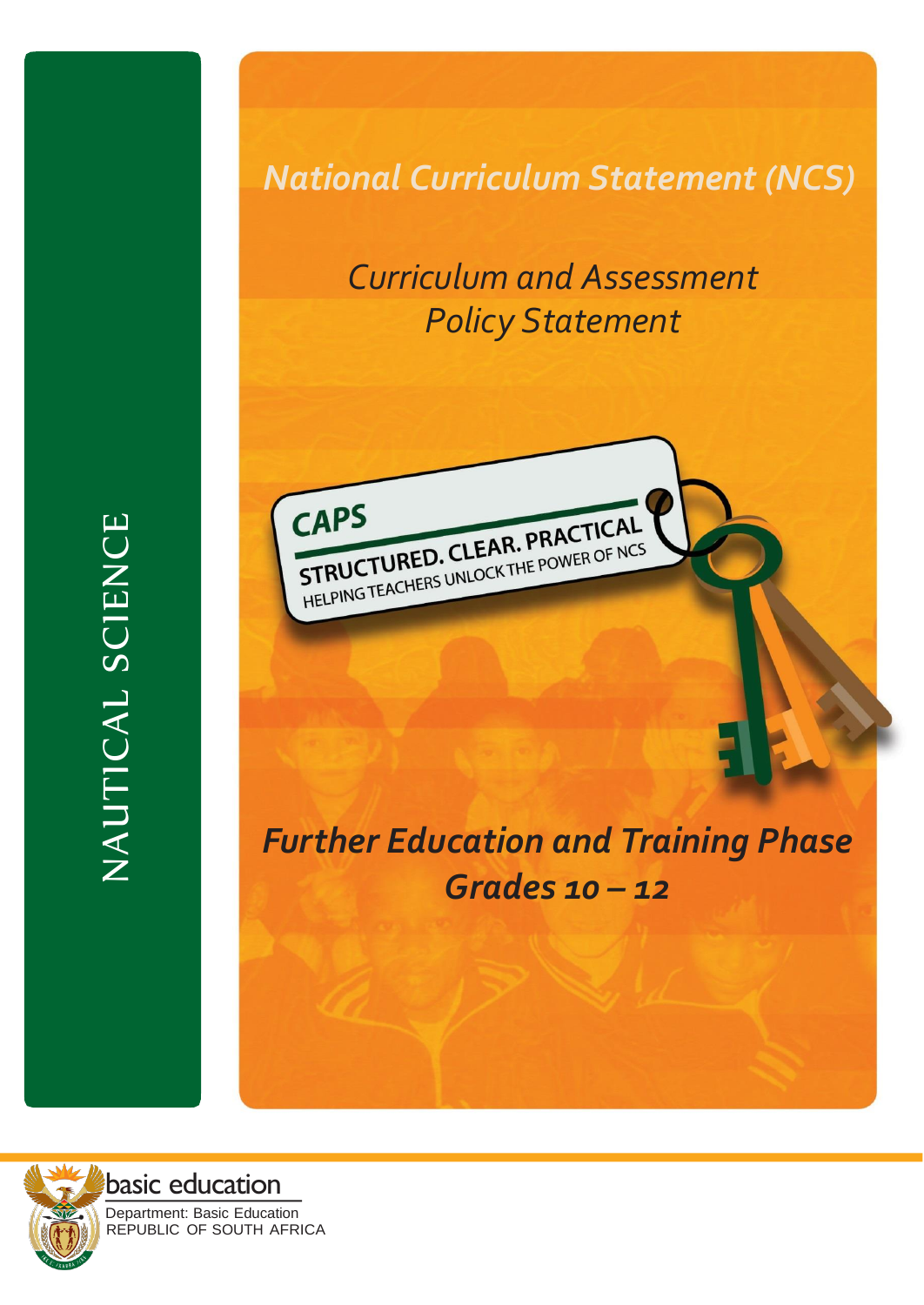# NAUTICAL SCIENCE

*National Curriculum Statement (NCS)*

*Curriculum and Assessment Policy Statement*

CAPS

STRUCTURED. CLEAR. PRACTICAL

HELPING TEACHERS UNLOCK THE POWER OF NCS

## *Further Education and Training Phase Grades 10 – 12*

basic education

Department: Basic Education
REPUBLIC OF SOUTH AFRICA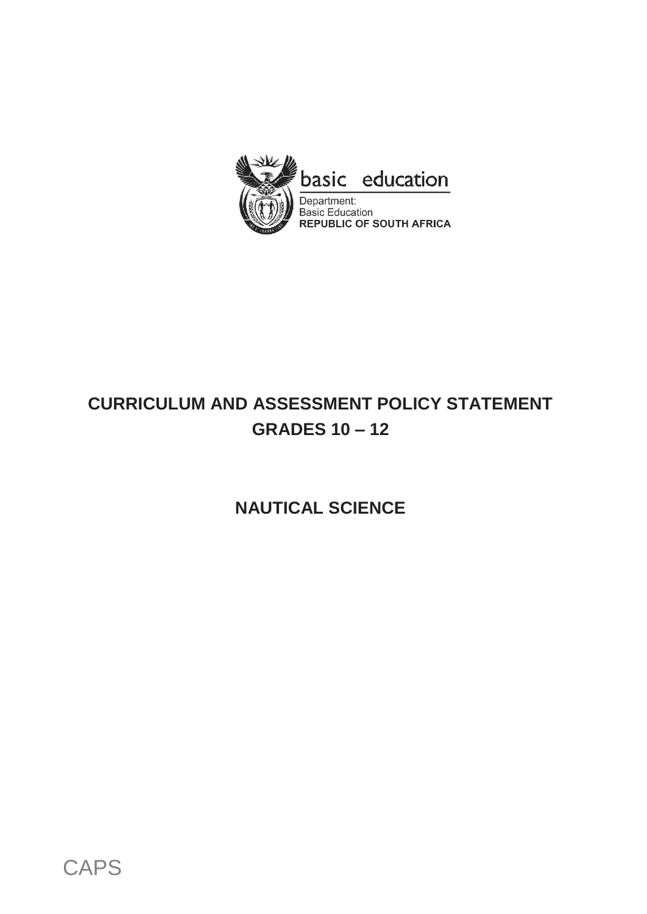basic education

Department:
Basic Education
**REPUBLIC OF SOUTH AFRICA**

# CURRICULUM AND ASSESSMENT POLICY STATEMENT
# GRADES 10 – 12

## NAUTICAL SCIENCE

CAPS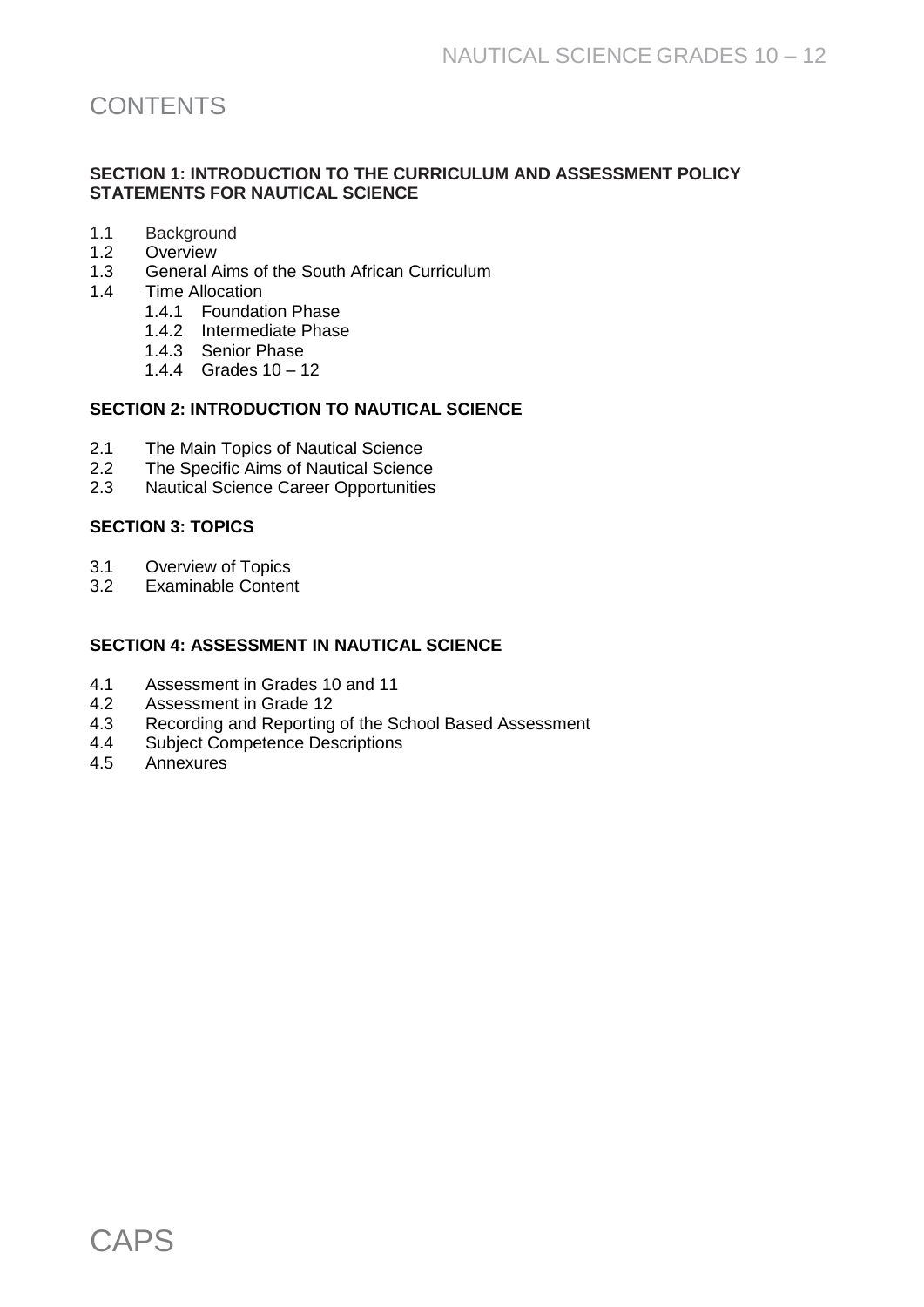# CONTENTS

**SECTION 1: INTRODUCTION TO THE CURRICULUM AND ASSESSMENT POLICY STATEMENTS FOR NAUTICAL SCIENCE**

1.1 Background
1.2 Overview
1.3 General Aims of the South African Curriculum
1.4 Time Allocation
  1.4.1 Foundation Phase
  1.4.2 Intermediate Phase
  1.4.3 Senior Phase
  1.4.4 Grades 10 – 12

**SECTION 2: INTRODUCTION TO NAUTICAL SCIENCE**

2.1 The Main Topics of Nautical Science
2.2 The Specific Aims of Nautical Science
2.3 Nautical Science Career Opportunities

**SECTION 3: TOPICS**

3.1 Overview of Topics
3.2 Examinable Content

**SECTION 4: ASSESSMENT IN NAUTICAL SCIENCE**

4.1 Assessment in Grades 10 and 11
4.2 Assessment in Grade 12
4.3 Recording and Reporting of the School Based Assessment
4.4 Subject Competence Descriptions
4.5 Annexures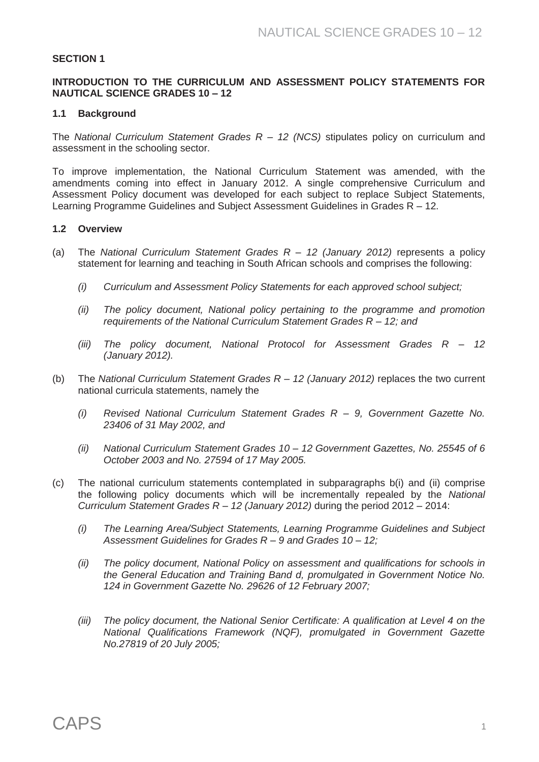# SECTION 1

## INTRODUCTION TO THE CURRICULUM AND ASSESSMENT POLICY STATEMENTS FOR NAUTICAL SCIENCE GRADES 10 – 12

### 1.1 Background

The *National Curriculum Statement Grades R – 12 (NCS)* stipulates policy on curriculum and assessment in the schooling sector.

To improve implementation, the National Curriculum Statement was amended, with the amendments coming into effect in January 2012. A single comprehensive Curriculum and Assessment Policy document was developed for each subject to replace Subject Statements, Learning Programme Guidelines and Subject Assessment Guidelines in Grades R – 12.

### 1.2 Overview

(a) The *National Curriculum Statement Grades R – 12 (January 2012)* represents a policy statement for learning and teaching in South African schools and comprises the following:

*(i) Curriculum and Assessment Policy Statements for each approved school subject;*

*(ii) The policy document, National policy pertaining to the programme and promotion requirements of the National Curriculum Statement Grades R – 12; and*

*(iii) The policy document, National Protocol for Assessment Grades R – 12 (January 2012).*

(b) The *National Curriculum Statement Grades R – 12 (January 2012)* replaces the two current national curricula statements, namely the

*(i) Revised National Curriculum Statement Grades R – 9, Government Gazette No. 23406 of 31 May 2002, and*

*(ii) National Curriculum Statement Grades 10 – 12 Government Gazettes, No. 25545 of 6 October 2003 and No. 27594 of 17 May 2005.*

(c) The national curriculum statements contemplated in subparagraphs b(i) and (ii) comprise the following policy documents which will be incrementally repealed by the *National Curriculum Statement Grades R – 12 (January 2012)* during the period 2012 – 2014:

*(i) The Learning Area/Subject Statements, Learning Programme Guidelines and Subject Assessment Guidelines for Grades R – 9 and Grades 10 – 12;*

*(ii) The policy document, National Policy on assessment and qualifications for schools in the General Education and Training Band d, promulgated in Government Notice No. 124 in Government Gazette No. 29626 of 12 February 2007;*

*(iii) The policy document, the National Senior Certificate: A qualification at Level 4 on the National Qualifications Framework (NQF), promulgated in Government Gazette No.27819 of 20 July 2005;*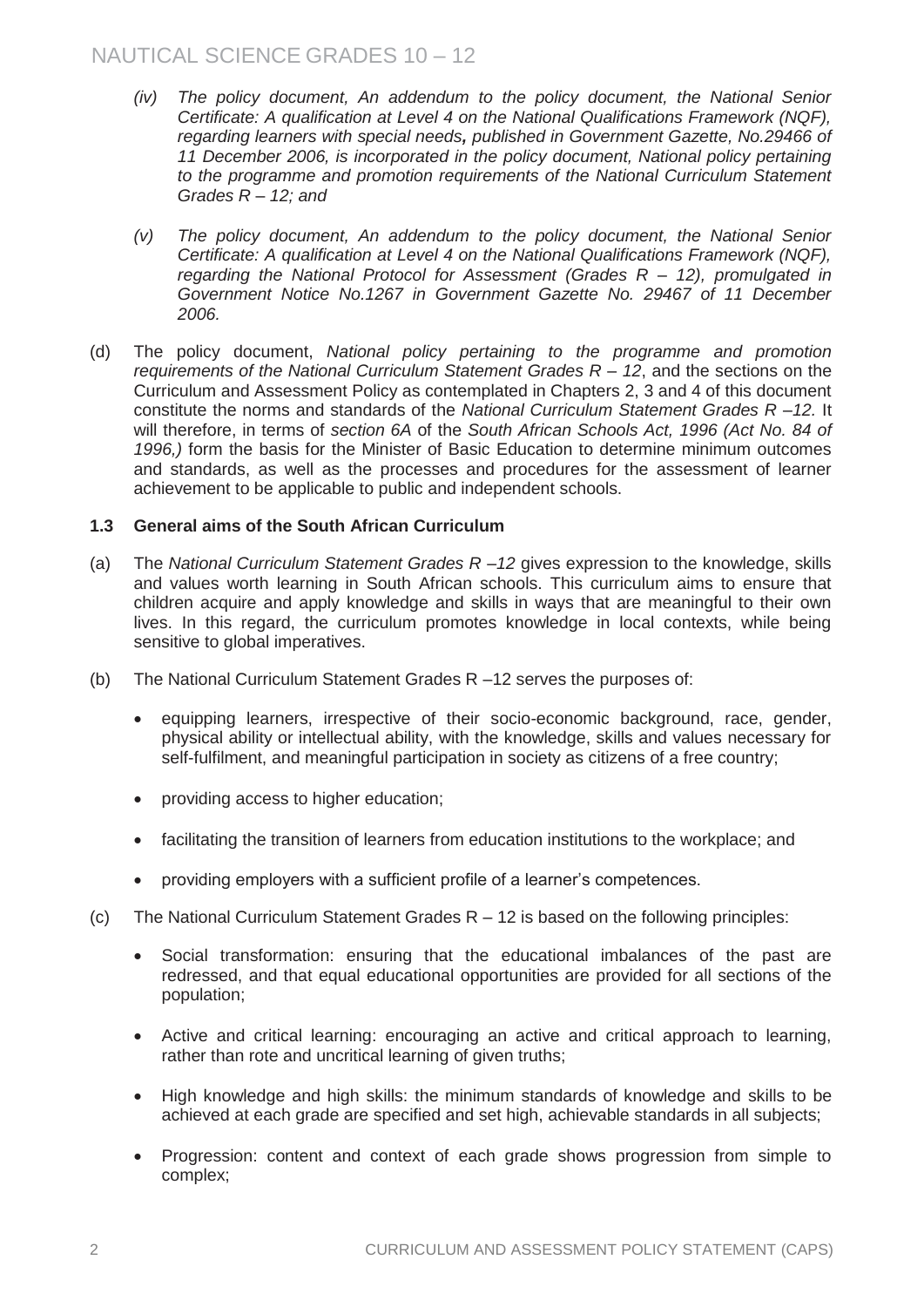- *(iv) The policy document, An addendum to the policy document, the National Senior Certificate: A qualification at Level 4 on the National Qualifications Framework (NQF), regarding learners with special needs**,** published in Government Gazette, No.29466 of 11 December 2006, is incorporated in the policy document, National policy pertaining to the programme and promotion requirements of the National Curriculum Statement Grades R – 12; and*

- *(v) The policy document, An addendum to the policy document, the National Senior Certificate: A qualification at Level 4 on the National Qualifications Framework (NQF), regarding the National Protocol for Assessment (Grades R – 12), promulgated in Government Notice No.1267 in Government Gazette No. 29467 of 11 December 2006.*

(d) The policy document, *National policy pertaining to the programme and promotion requirements of the National Curriculum Statement Grades R – 12*, and the sections on the Curriculum and Assessment Policy as contemplated in Chapters 2, 3 and 4 of this document constitute the norms and standards of the *National Curriculum Statement Grades R –12.* It will therefore, in terms of *section 6A* of the *South African Schools Act, 1996 (Act No. 84 of 1996,)* form the basis for the Minister of Basic Education to determine minimum outcomes and standards, as well as the processes and procedures for the assessment of learner achievement to be applicable to public and independent schools.

### 1.3 General aims of the South African Curriculum

(a) The *National Curriculum Statement Grades R –12* gives expression to the knowledge, skills and values worth learning in South African schools. This curriculum aims to ensure that children acquire and apply knowledge and skills in ways that are meaningful to their own lives. In this regard, the curriculum promotes knowledge in local contexts, while being sensitive to global imperatives.

(b) The National Curriculum Statement Grades R –12 serves the purposes of:

- equipping learners, irrespective of their socio-economic background, race, gender, physical ability or intellectual ability, with the knowledge, skills and values necessary for self-fulfilment, and meaningful participation in society as citizens of a free country;
- providing access to higher education;
- facilitating the transition of learners from education institutions to the workplace; and
- providing employers with a sufficient profile of a learner's competences.

(c) The National Curriculum Statement Grades R – 12 is based on the following principles:

- Social transformation: ensuring that the educational imbalances of the past are redressed, and that equal educational opportunities are provided for all sections of the population;
- Active and critical learning: encouraging an active and critical approach to learning, rather than rote and uncritical learning of given truths;
- High knowledge and high skills: the minimum standards of knowledge and skills to be achieved at each grade are specified and set high, achievable standards in all subjects;
- Progression: content and context of each grade shows progression from simple to complex;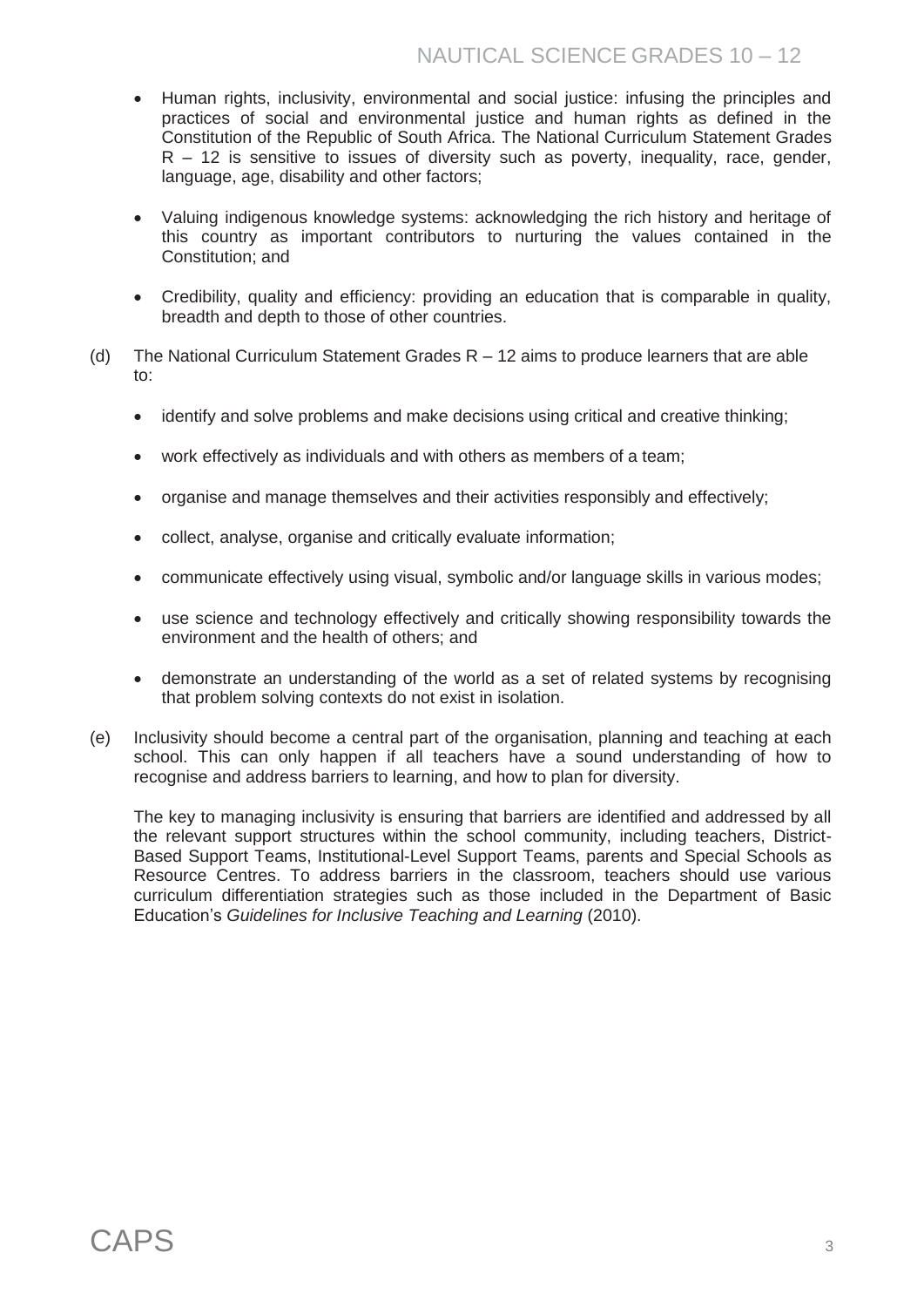- Human rights, inclusivity, environmental and social justice: infusing the principles and practices of social and environmental justice and human rights as defined in the Constitution of the Republic of South Africa. The National Curriculum Statement Grades R – 12 is sensitive to issues of diversity such as poverty, inequality, race, gender, language, age, disability and other factors;

- Valuing indigenous knowledge systems: acknowledging the rich history and heritage of this country as important contributors to nurturing the values contained in the Constitution; and

- Credibility, quality and efficiency: providing an education that is comparable in quality, breadth and depth to those of other countries.

(d) The National Curriculum Statement Grades R – 12 aims to produce learners that are able to:

- identify and solve problems and make decisions using critical and creative thinking;
- work effectively as individuals and with others as members of a team;
- organise and manage themselves and their activities responsibly and effectively;
- collect, analyse, organise and critically evaluate information;
- communicate effectively using visual, symbolic and/or language skills in various modes;
- use science and technology effectively and critically showing responsibility towards the environment and the health of others; and
- demonstrate an understanding of the world as a set of related systems by recognising that problem solving contexts do not exist in isolation.

(e) Inclusivity should become a central part of the organisation, planning and teaching at each school. This can only happen if all teachers have a sound understanding of how to recognise and address barriers to learning, and how to plan for diversity.

The key to managing inclusivity is ensuring that barriers are identified and addressed by all the relevant support structures within the school community, including teachers, District-Based Support Teams, Institutional-Level Support Teams, parents and Special Schools as Resource Centres. To address barriers in the classroom, teachers should use various curriculum differentiation strategies such as those included in the Department of Basic Education's *Guidelines for Inclusive Teaching and Learning* (2010).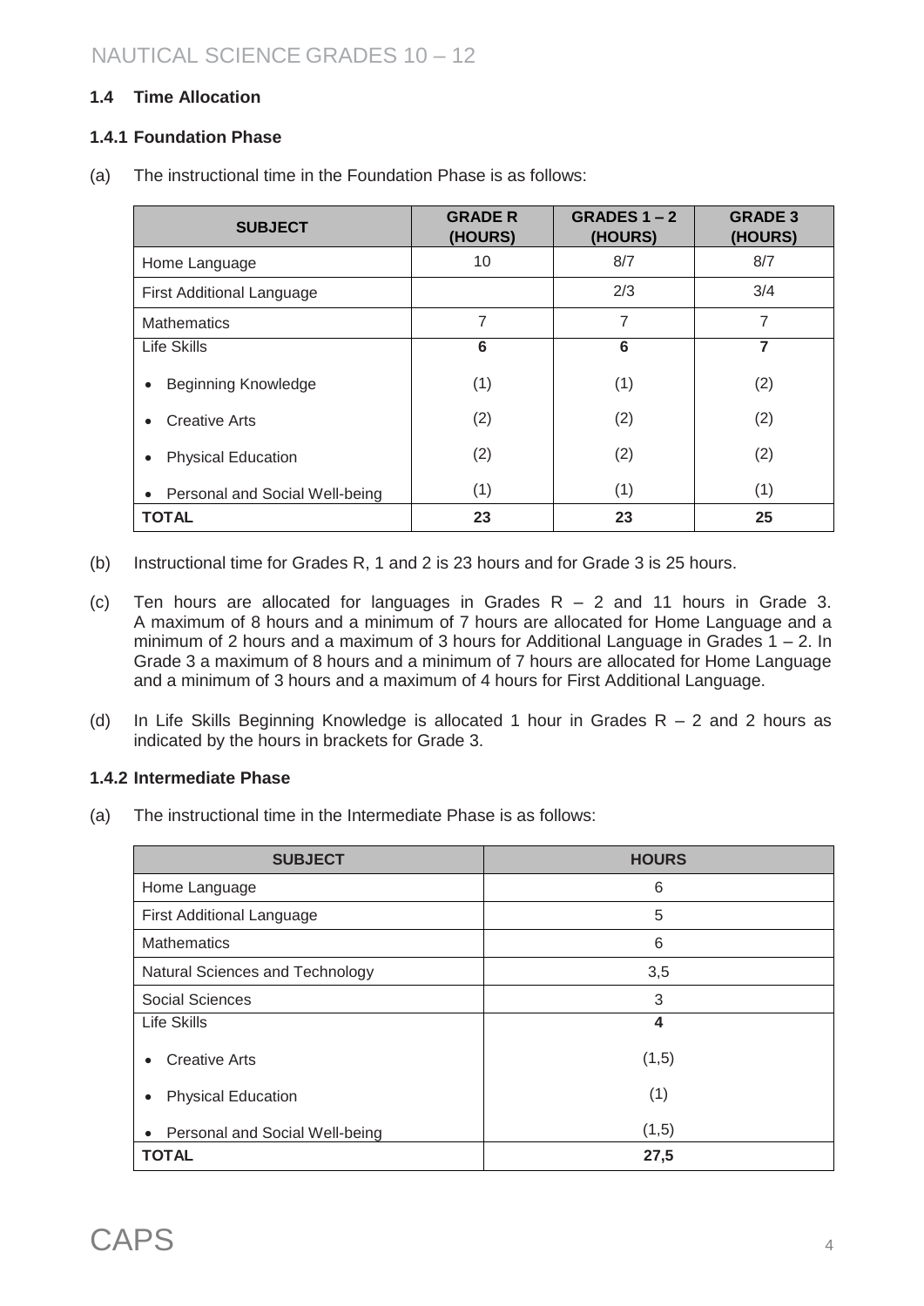### 1.4 Time Allocation

#### 1.4.1 Foundation Phase

(a) The instructional time in the Foundation Phase is as follows:

| SUBJECT | GRADE R (HOURS) | GRADES 1 – 2 (HOURS) | GRADE 3 (HOURS) |
|---|---|---|---|
| Home Language | 10 | 8/7 | 8/7 |
| First Additional Language | | 2/3 | 3/4 |
| Mathematics | 7 | 7 | 7 |
| Life Skills | **6** | **6** | **7** |
| • Beginning Knowledge | (1) | (1) | (2) |
| • Creative Arts | (2) | (2) | (2) |
| • Physical Education | (2) | (2) | (2) |
| • Personal and Social Well-being | (1) | (1) | (1) |
| **TOTAL** | **23** | **23** | **25** |

(b) Instructional time for Grades R, 1 and 2 is 23 hours and for Grade 3 is 25 hours.

(c) Ten hours are allocated for languages in Grades R – 2 and 11 hours in Grade 3. A maximum of 8 hours and a minimum of 7 hours are allocated for Home Language and a minimum of 2 hours and a maximum of 3 hours for Additional Language in Grades 1 – 2. In Grade 3 a maximum of 8 hours and a minimum of 7 hours are allocated for Home Language and a minimum of 3 hours and a maximum of 4 hours for First Additional Language.

(d) In Life Skills Beginning Knowledge is allocated 1 hour in Grades R – 2 and 2 hours as indicated by the hours in brackets for Grade 3.

#### 1.4.2 Intermediate Phase

(a) The instructional time in the Intermediate Phase is as follows:

| SUBJECT | HOURS |
|---|---|
| Home Language | 6 |
| First Additional Language | 5 |
| Mathematics | 6 |
| Natural Sciences and Technology | 3,5 |
| Social Sciences | 3 |
| Life Skills | **4** |
| • Creative Arts | (1,5) |
| • Physical Education | (1) |
| • Personal and Social Well-being | (1,5) |
| **TOTAL** | **27,5** |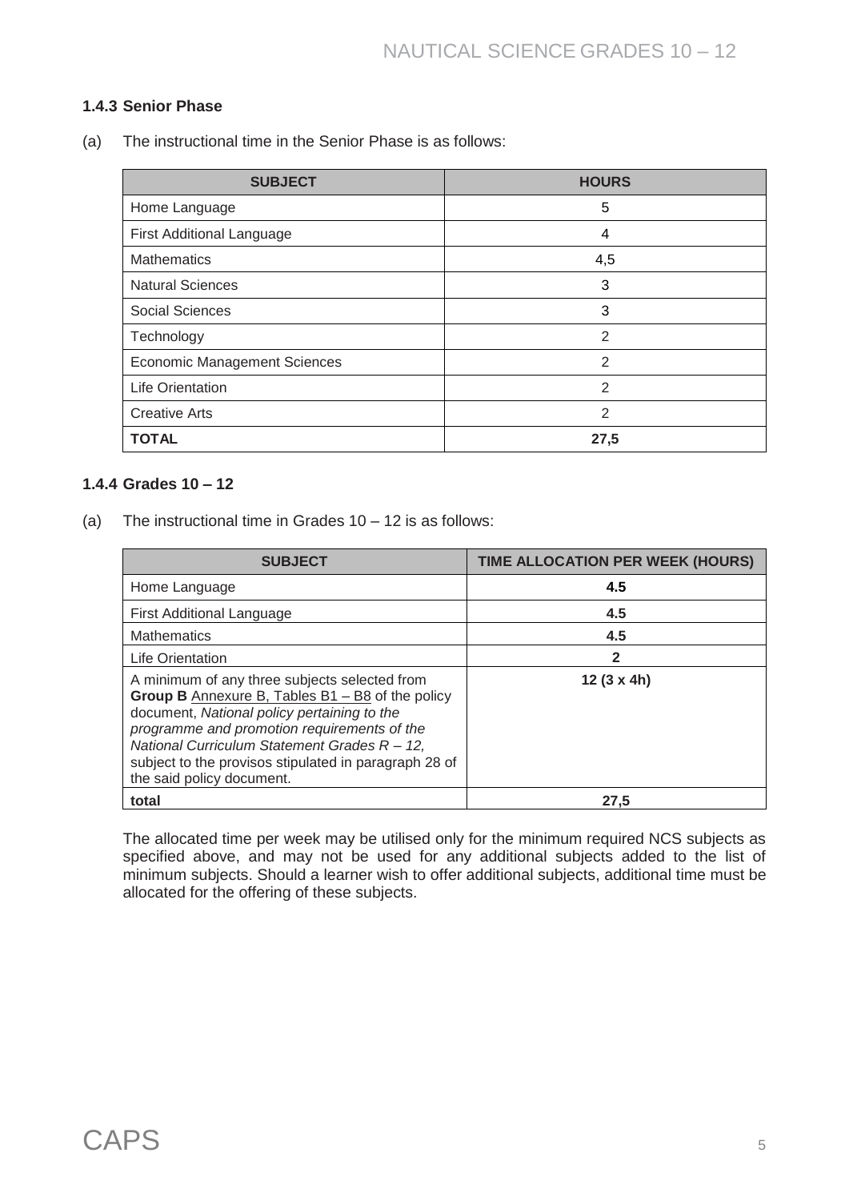### 1.4.3 Senior Phase

(a) The instructional time in the Senior Phase is as follows:

| SUBJECT | HOURS |
|---|---|
| Home Language | 5 |
| First Additional Language | 4 |
| Mathematics | 4,5 |
| Natural Sciences | 3 |
| Social Sciences | 3 |
| Technology | 2 |
| Economic Management Sciences | 2 |
| Life Orientation | 2 |
| Creative Arts | 2 |
| **TOTAL** | **27,5** |

### 1.4.4 Grades 10 – 12

(a) The instructional time in Grades 10 – 12 is as follows:

| SUBJECT | TIME ALLOCATION PER WEEK (HOURS) |
|---|---|
| Home Language | **4.5** |
| First Additional Language | **4.5** |
| Mathematics | **4.5** |
| Life Orientation | **2** |
| A minimum of any three subjects selected from **Group B** Annexure B, Tables B1 – B8 of the policy document, *National policy pertaining to the programme and promotion requirements of the National Curriculum Statement Grades R – 12,* subject to the provisos stipulated in paragraph 28 of the said policy document. | **12 (3 x 4h)** |
| **total** | **27,5** |

The allocated time per week may be utilised only for the minimum required NCS subjects as specified above, and may not be used for any additional subjects added to the list of minimum subjects. Should a learner wish to offer additional subjects, additional time must be allocated for the offering of these subjects.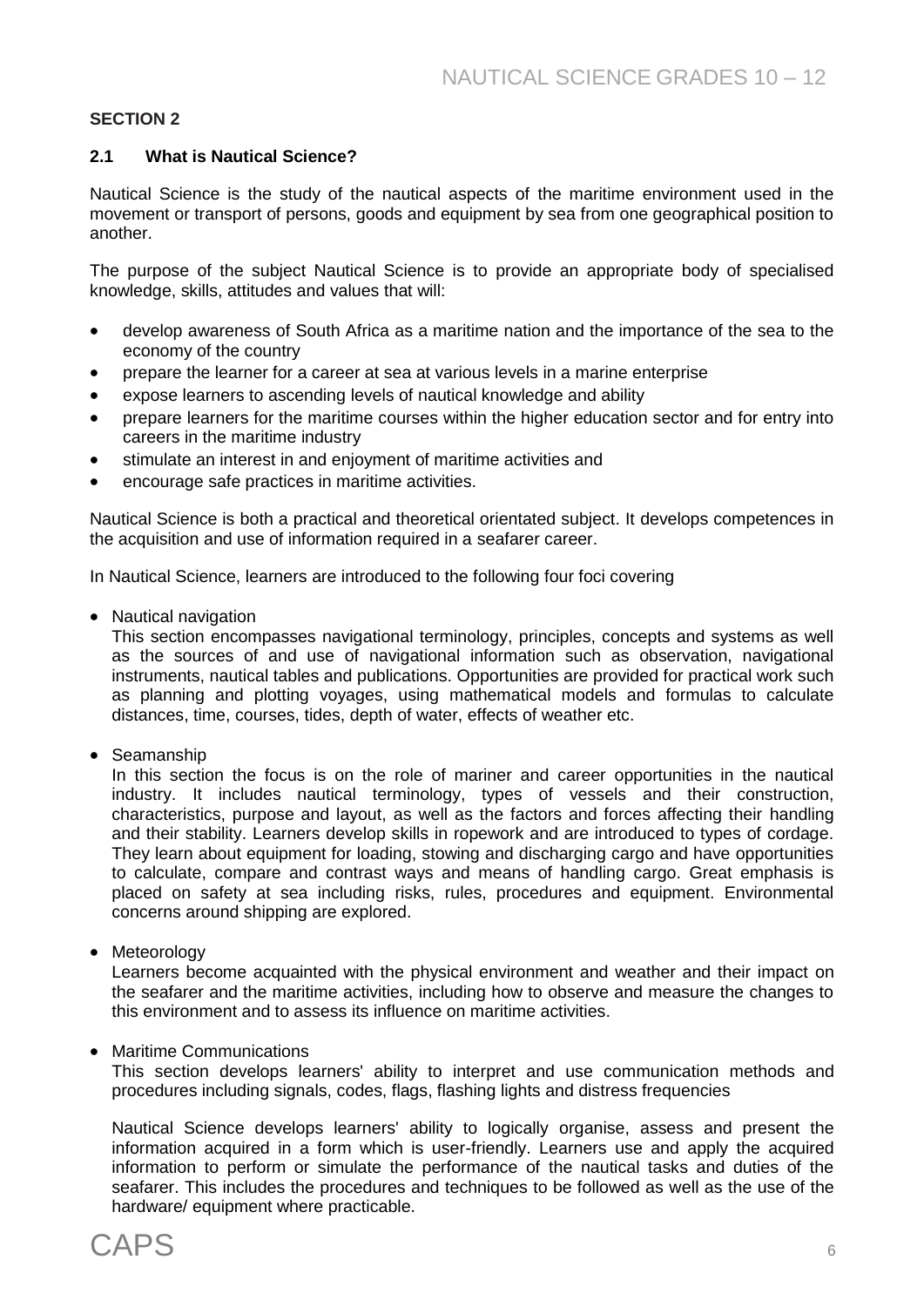## SECTION 2

### 2.1 What is Nautical Science?

Nautical Science is the study of the nautical aspects of the maritime environment used in the movement or transport of persons, goods and equipment by sea from one geographical position to another.

The purpose of the subject Nautical Science is to provide an appropriate body of specialised knowledge, skills, attitudes and values that will:

- develop awareness of South Africa as a maritime nation and the importance of the sea to the economy of the country
- prepare the learner for a career at sea at various levels in a marine enterprise
- expose learners to ascending levels of nautical knowledge and ability
- prepare learners for the maritime courses within the higher education sector and for entry into careers in the maritime industry
- stimulate an interest in and enjoyment of maritime activities and
- encourage safe practices in maritime activities.

Nautical Science is both a practical and theoretical orientated subject. It develops competences in the acquisition and use of information required in a seafarer career.

In Nautical Science, learners are introduced to the following four foci covering

- Nautical navigation

  This section encompasses navigational terminology, principles, concepts and systems as well as the sources of and use of navigational information such as observation, navigational instruments, nautical tables and publications. Opportunities are provided for practical work such as planning and plotting voyages, using mathematical models and formulas to calculate distances, time, courses, tides, depth of water, effects of weather etc.

- Seamanship

  In this section the focus is on the role of mariner and career opportunities in the nautical industry. It includes nautical terminology, types of vessels and their construction, characteristics, purpose and layout, as well as the factors and forces affecting their handling and their stability. Learners develop skills in ropework and are introduced to types of cordage. They learn about equipment for loading, stowing and discharging cargo and have opportunities to calculate, compare and contrast ways and means of handling cargo. Great emphasis is placed on safety at sea including risks, rules, procedures and equipment. Environmental concerns around shipping are explored.

- Meteorology

  Learners become acquainted with the physical environment and weather and their impact on the seafarer and the maritime activities, including how to observe and measure the changes to this environment and to assess its influence on maritime activities.

- Maritime Communications

  This section develops learners' ability to interpret and use communication methods and procedures including signals, codes, flags, flashing lights and distress frequencies

  Nautical Science develops learners' ability to logically organise, assess and present the information acquired in a form which is user-friendly. Learners use and apply the acquired information to perform or simulate the performance of the nautical tasks and duties of the seafarer. This includes the procedures and techniques to be followed as well as the use of the hardware/ equipment where practicable.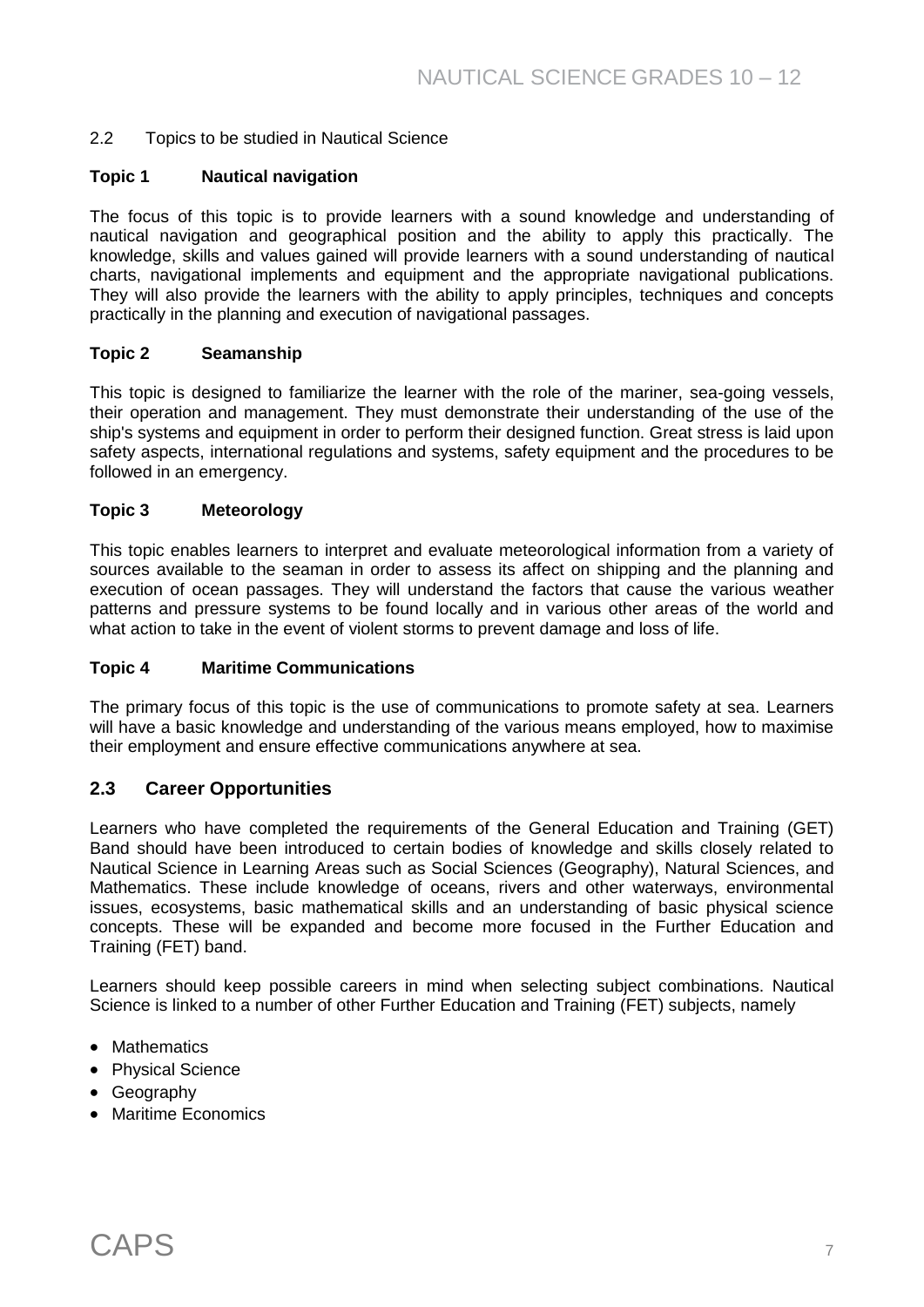2.2 Topics to be studied in Nautical Science

**Topic 1 Nautical navigation**

The focus of this topic is to provide learners with a sound knowledge and understanding of nautical navigation and geographical position and the ability to apply this practically. The knowledge, skills and values gained will provide learners with a sound understanding of nautical charts, navigational implements and equipment and the appropriate navigational publications. They will also provide the learners with the ability to apply principles, techniques and concepts practically in the planning and execution of navigational passages.

**Topic 2 Seamanship**

This topic is designed to familiarize the learner with the role of the mariner, sea-going vessels, their operation and management. They must demonstrate their understanding of the use of the ship's systems and equipment in order to perform their designed function. Great stress is laid upon safety aspects, international regulations and systems, safety equipment and the procedures to be followed in an emergency.

**Topic 3 Meteorology**

This topic enables learners to interpret and evaluate meteorological information from a variety of sources available to the seaman in order to assess its affect on shipping and the planning and execution of ocean passages. They will understand the factors that cause the various weather patterns and pressure systems to be found locally and in various other areas of the world and what action to take in the event of violent storms to prevent damage and loss of life.

**Topic 4 Maritime Communications**

The primary focus of this topic is the use of communications to promote safety at sea. Learners will have a basic knowledge and understanding of the various means employed, how to maximise their employment and ensure effective communications anywhere at sea.

## 2.3 Career Opportunities

Learners who have completed the requirements of the General Education and Training (GET) Band should have been introduced to certain bodies of knowledge and skills closely related to Nautical Science in Learning Areas such as Social Sciences (Geography), Natural Sciences, and Mathematics. These include knowledge of oceans, rivers and other waterways, environmental issues, ecosystems, basic mathematical skills and an understanding of basic physical science concepts. These will be expanded and become more focused in the Further Education and Training (FET) band.

Learners should keep possible careers in mind when selecting subject combinations. Nautical Science is linked to a number of other Further Education and Training (FET) subjects, namely

- Mathematics
- Physical Science
- Geography
- Maritime Economics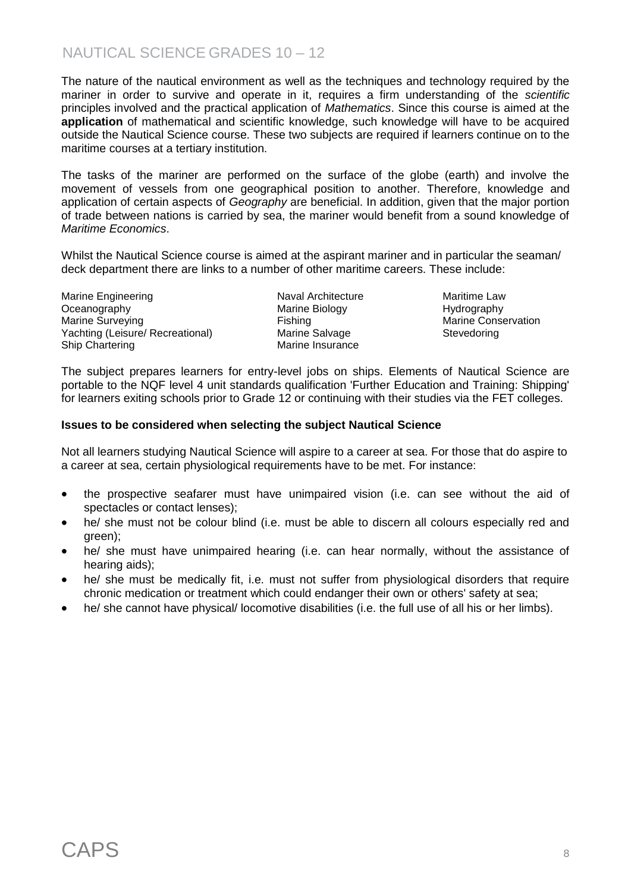The nature of the nautical environment as well as the techniques and technology required by the mariner in order to survive and operate in it, requires a firm understanding of the *scientific* principles involved and the practical application of *Mathematics*. Since this course is aimed at the **application** of mathematical and scientific knowledge, such knowledge will have to be acquired outside the Nautical Science course. These two subjects are required if learners continue on to the maritime courses at a tertiary institution.

The tasks of the mariner are performed on the surface of the globe (earth) and involve the movement of vessels from one geographical position to another. Therefore, knowledge and application of certain aspects of *Geography* are beneficial. In addition, given that the major portion of trade between nations is carried by sea, the mariner would benefit from a sound knowledge of *Maritime Economics*.

Whilst the Nautical Science course is aimed at the aspirant mariner and in particular the seaman/ deck department there are links to a number of other maritime careers. These include:

| | | |
|---|---|---|
| Marine Engineering | Naval Architecture | Maritime Law |
| Oceanography | Marine Biology | Hydrography |
| Marine Surveying | Fishing | Marine Conservation |
| Yachting (Leisure/ Recreational) | Marine Salvage | Stevedoring |
| Ship Chartering | Marine Insurance | |

The subject prepares learners for entry-level jobs on ships. Elements of Nautical Science are portable to the NQF level 4 unit standards qualification 'Further Education and Training: Shipping' for learners exiting schools prior to Grade 12 or continuing with their studies via the FET colleges.

**Issues to be considered when selecting the subject Nautical Science**

Not all learners studying Nautical Science will aspire to a career at sea. For those that do aspire to a career at sea, certain physiological requirements have to be met. For instance:

- the prospective seafarer must have unimpaired vision (i.e. can see without the aid of spectacles or contact lenses);
- he/ she must not be colour blind (i.e. must be able to discern all colours especially red and green);
- he/ she must have unimpaired hearing (i.e. can hear normally, without the assistance of hearing aids);
- he/ she must be medically fit, i.e. must not suffer from physiological disorders that require chronic medication or treatment which could endanger their own or others' safety at sea;
- he/ she cannot have physical/ locomotive disabilities (i.e. the full use of all his or her limbs).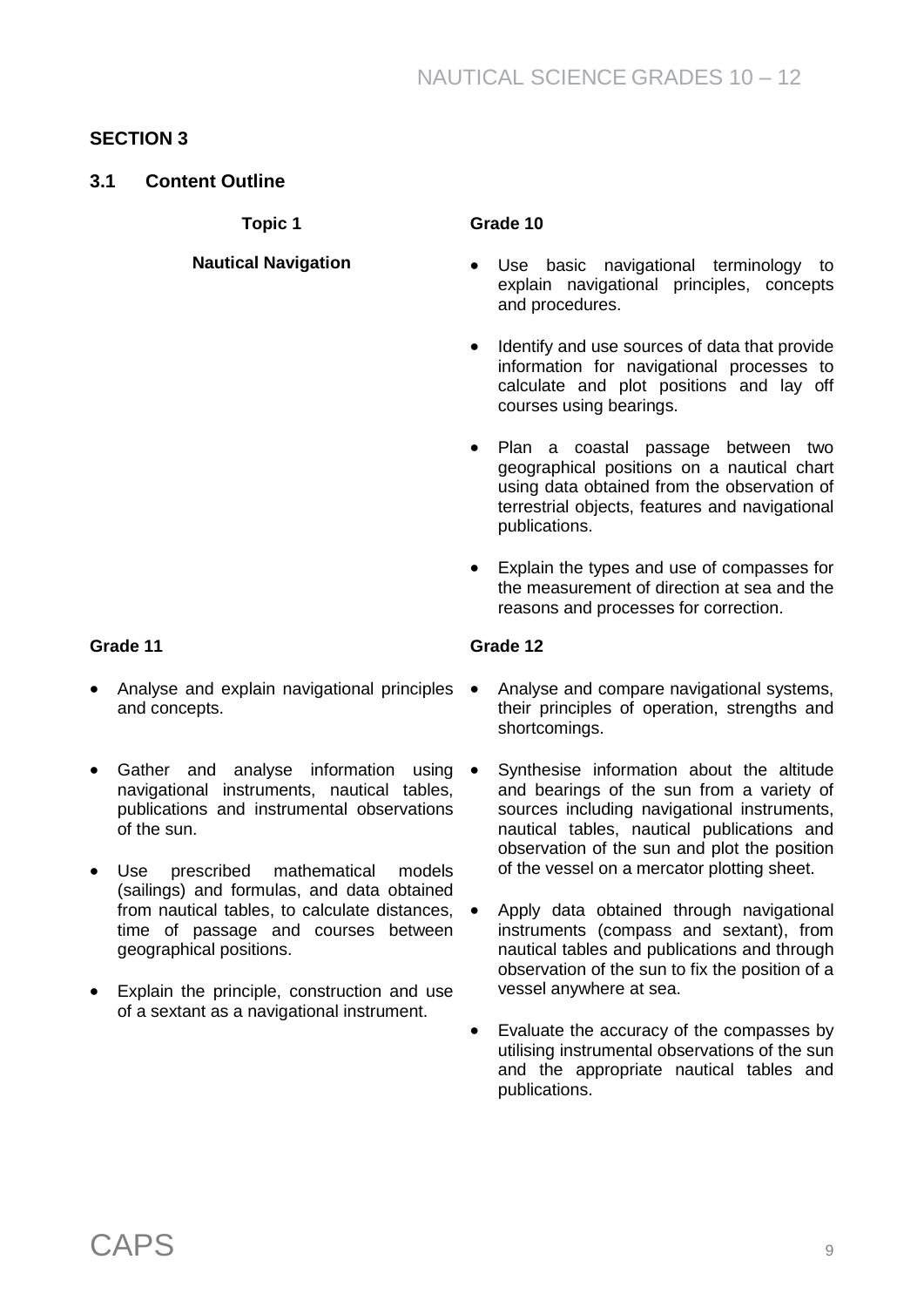## SECTION 3

### 3.1 Content Outline

**Topic 1**

**Nautical Navigation**

**Grade 10**

- Use basic navigational terminology to explain navigational principles, concepts and procedures.
- Identify and use sources of data that provide information for navigational processes to calculate and plot positions and lay off courses using bearings.
- Plan a coastal passage between two geographical positions on a nautical chart using data obtained from the observation of terrestrial objects, features and navigational publications.
- Explain the types and use of compasses for the measurement of direction at sea and the reasons and processes for correction.

**Grade 11**

- Analyse and explain navigational principles and concepts.
- Gather and analyse information using navigational instruments, nautical tables, publications and instrumental observations of the sun.
- Use prescribed mathematical models (sailings) and formulas, and data obtained from nautical tables, to calculate distances, time of passage and courses between geographical positions.
- Explain the principle, construction and use of a sextant as a navigational instrument.

**Grade 12**

- Analyse and compare navigational systems, their principles of operation, strengths and shortcomings.
- Synthesise information about the altitude and bearings of the sun from a variety of sources including navigational instruments, nautical tables, nautical publications and observation of the sun and plot the position of the vessel on a mercator plotting sheet.
- Apply data obtained through navigational instruments (compass and sextant), from nautical tables and publications and through observation of the sun to fix the position of a vessel anywhere at sea.
- Evaluate the accuracy of the compasses by utilising instrumental observations of the sun and the appropriate nautical tables and publications.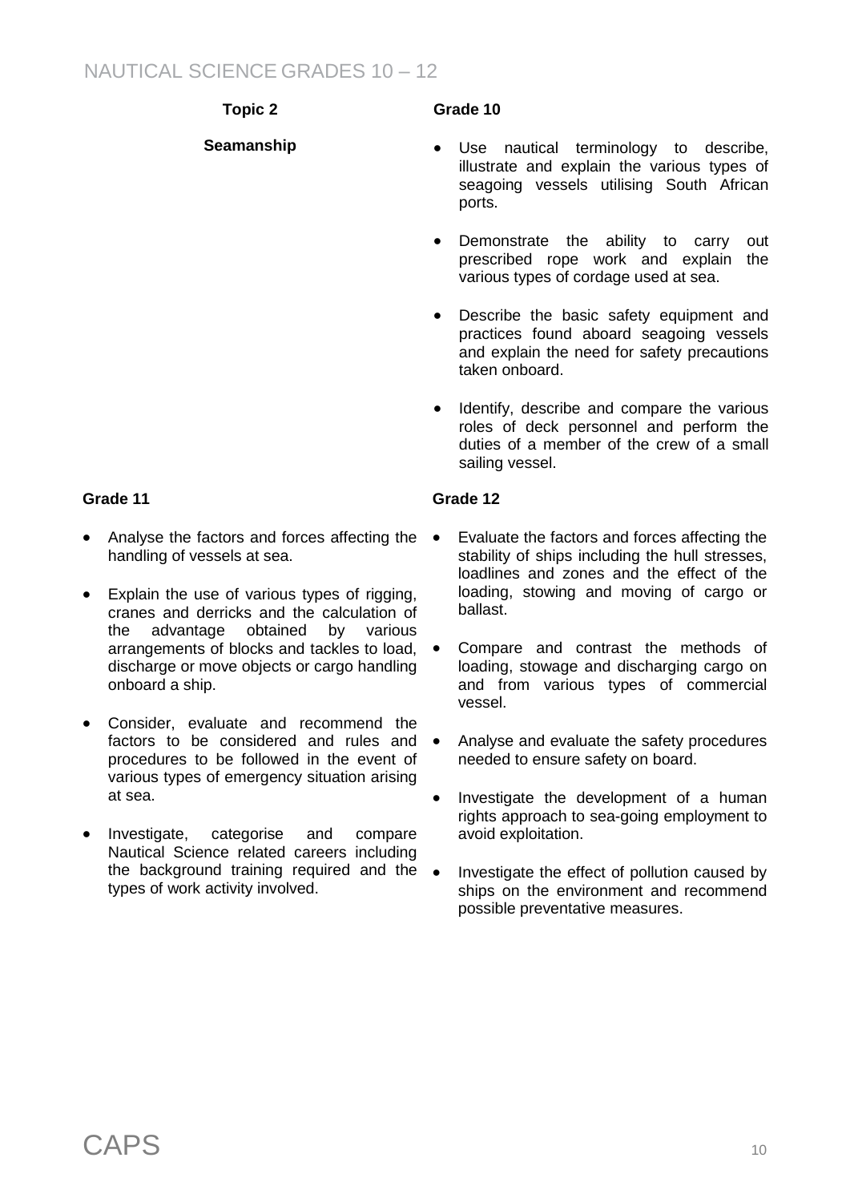**Topic 2**

**Seamanship**

**Grade 10**

- Use nautical terminology to describe, illustrate and explain the various types of seagoing vessels utilising South African ports.
- Demonstrate the ability to carry out prescribed rope work and explain the various types of cordage used at sea.
- Describe the basic safety equipment and practices found aboard seagoing vessels and explain the need for safety precautions taken onboard.
- Identify, describe and compare the various roles of deck personnel and perform the duties of a member of the crew of a small sailing vessel.

**Grade 11**

- Analyse the factors and forces affecting the handling of vessels at sea.
- Explain the use of various types of rigging, cranes and derricks and the calculation of the advantage obtained by various arrangements of blocks and tackles to load, discharge or move objects or cargo handling onboard a ship.
- Consider, evaluate and recommend the factors to be considered and rules and procedures to be followed in the event of various types of emergency situation arising at sea.
- Investigate, categorise and compare Nautical Science related careers including the background training required and the types of work activity involved.

**Grade 12**

- Evaluate the factors and forces affecting the stability of ships including the hull stresses, loadlines and zones and the effect of the loading, stowing and moving of cargo or ballast.
- Compare and contrast the methods of loading, stowage and discharging cargo on and from various types of commercial vessel.
- Analyse and evaluate the safety procedures needed to ensure safety on board.
- Investigate the development of a human rights approach to sea-going employment to avoid exploitation.
- Investigate the effect of pollution caused by ships on the environment and recommend possible preventative measures.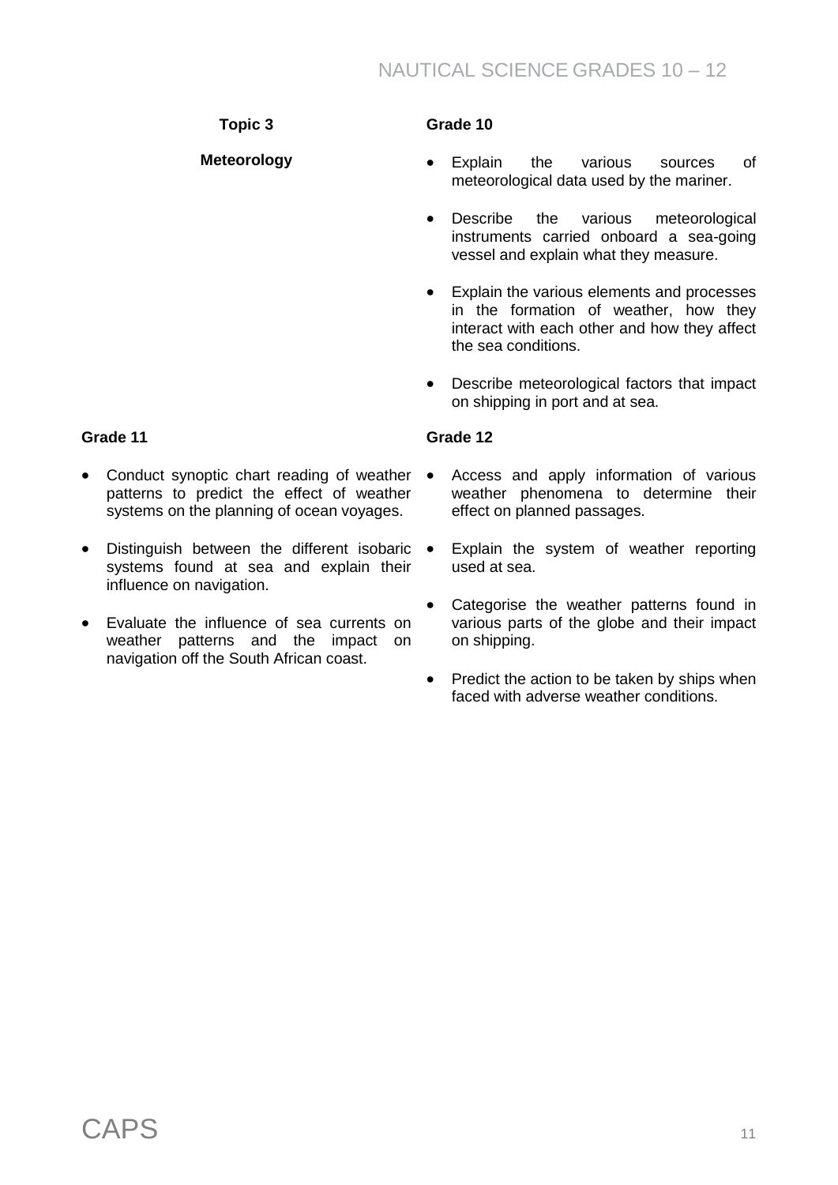**Topic 3**

**Meteorology**

**Grade 10**

- Explain the various sources of meteorological data used by the mariner.
- Describe the various meteorological instruments carried onboard a sea-going vessel and explain what they measure.
- Explain the various elements and processes in the formation of weather, how they interact with each other and how they affect the sea conditions.
- Describe meteorological factors that impact on shipping in port and at sea.

**Grade 11**

- Conduct synoptic chart reading of weather patterns to predict the effect of weather systems on the planning of ocean voyages.
- Distinguish between the different isobaric systems found at sea and explain their influence on navigation.
- Evaluate the influence of sea currents on weather patterns and the impact on navigation off the South African coast.

**Grade 12**

- Access and apply information of various weather phenomena to determine their effect on planned passages.
- Explain the system of weather reporting used at sea.
- Categorise the weather patterns found in various parts of the globe and their impact on shipping.
- Predict the action to be taken by ships when faced with adverse weather conditions.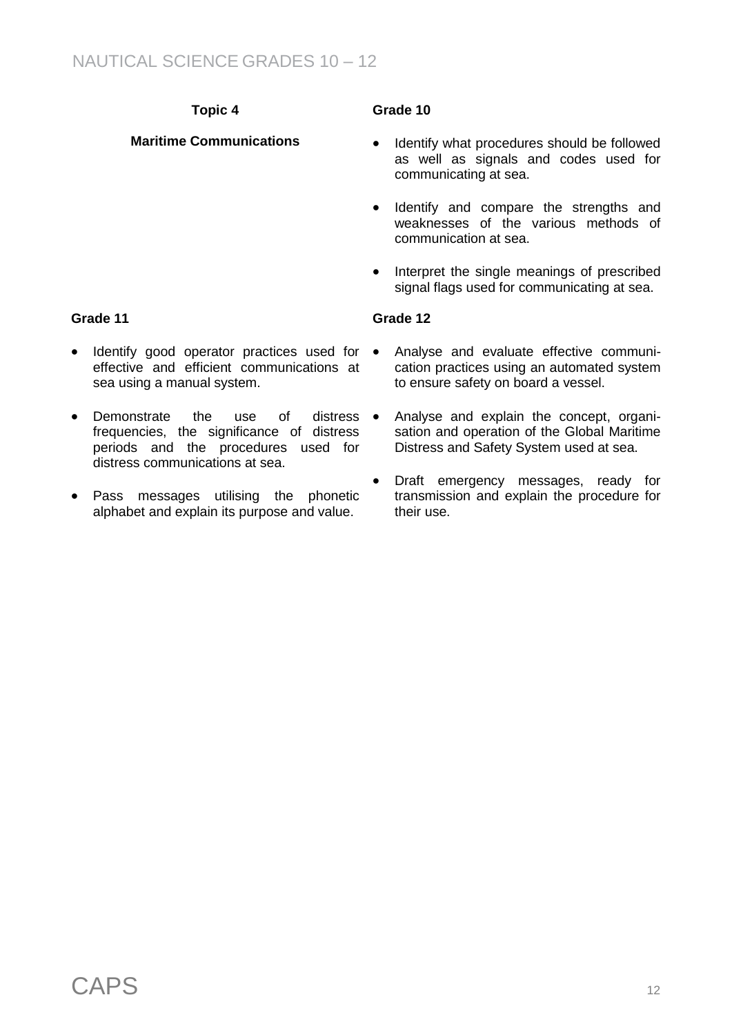**Topic 4**

**Maritime Communications**

**Grade 10**

- Identify what procedures should be followed as well as signals and codes used for communicating at sea.
- Identify and compare the strengths and weaknesses of the various methods of communication at sea.
- Interpret the single meanings of prescribed signal flags used for communicating at sea.

**Grade 11**

- Identify good operator practices used for effective and efficient communications at sea using a manual system.
- Demonstrate the use of distress frequencies, the significance of distress periods and the procedures used for distress communications at sea.
- Pass messages utilising the phonetic alphabet and explain its purpose and value.

**Grade 12**

- Analyse and evaluate effective communication practices using an automated system to ensure safety on board a vessel.
- Analyse and explain the concept, organisation and operation of the Global Maritime Distress and Safety System used at sea.
- Draft emergency messages, ready for transmission and explain the procedure for their use.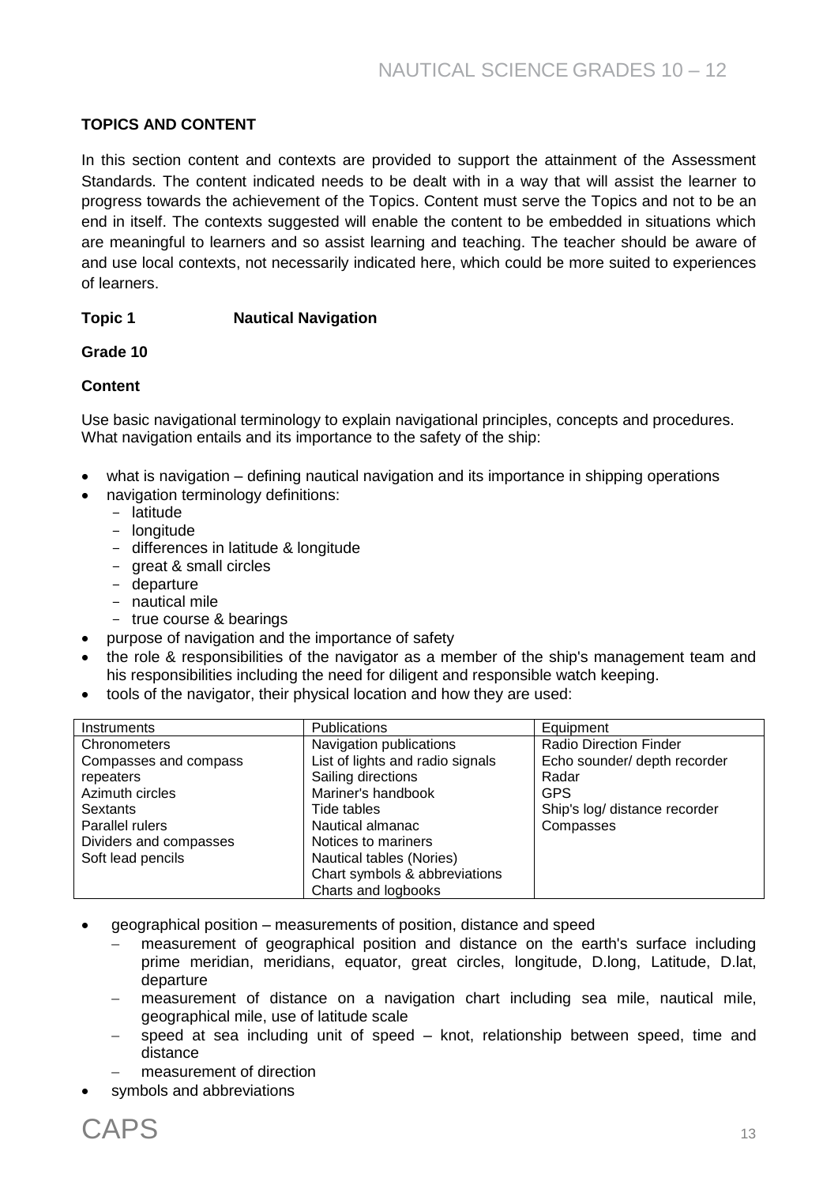## TOPICS AND CONTENT

In this section content and contexts are provided to support the attainment of the Assessment Standards. The content indicated needs to be dealt with in a way that will assist the learner to progress towards the achievement of the Topics. Content must serve the Topics and not to be an end in itself. The contexts suggested will enable the content to be embedded in situations which are meaningful to learners and so assist learning and teaching. The teacher should be aware of and use local contexts, not necessarily indicated here, which could be more suited to experiences of learners.

### Topic 1 Nautical Navigation

**Grade 10**

**Content**

Use basic navigational terminology to explain navigational principles, concepts and procedures. What navigation entails and its importance to the safety of the ship:

- what is navigation – defining nautical navigation and its importance in shipping operations
- navigation terminology definitions:
  - latitude
  - longitude
  - differences in latitude & longitude
  - great & small circles
  - departure
  - nautical mile
  - true course & bearings
- purpose of navigation and the importance of safety
- the role & responsibilities of the navigator as a member of the ship's management team and his responsibilities including the need for diligent and responsible watch keeping.
- tools of the navigator, their physical location and how they are used:

| Instruments | Publications | Equipment |
|---|---|---|
| Chronometers<br>Compasses and compass repeaters<br>Azimuth circles<br>Sextants<br>Parallel rulers<br>Dividers and compasses<br>Soft lead pencils | Navigation publications<br>List of lights and radio signals<br>Sailing directions<br>Mariner's handbook<br>Tide tables<br>Nautical almanac<br>Notices to mariners<br>Nautical tables (Nories)<br>Chart symbols & abbreviations<br>Charts and logbooks | Radio Direction Finder<br>Echo sounder/ depth recorder<br>Radar<br>GPS<br>Ship's log/ distance recorder<br>Compasses |

- geographical position – measurements of position, distance and speed
  - measurement of geographical position and distance on the earth's surface including prime meridian, meridians, equator, great circles, longitude, D.long, Latitude, D.lat, departure
  - measurement of distance on a navigation chart including sea mile, nautical mile, geographical mile, use of latitude scale
  - speed at sea including unit of speed – knot, relationship between speed, time and distance
  - measurement of direction
- symbols and abbreviations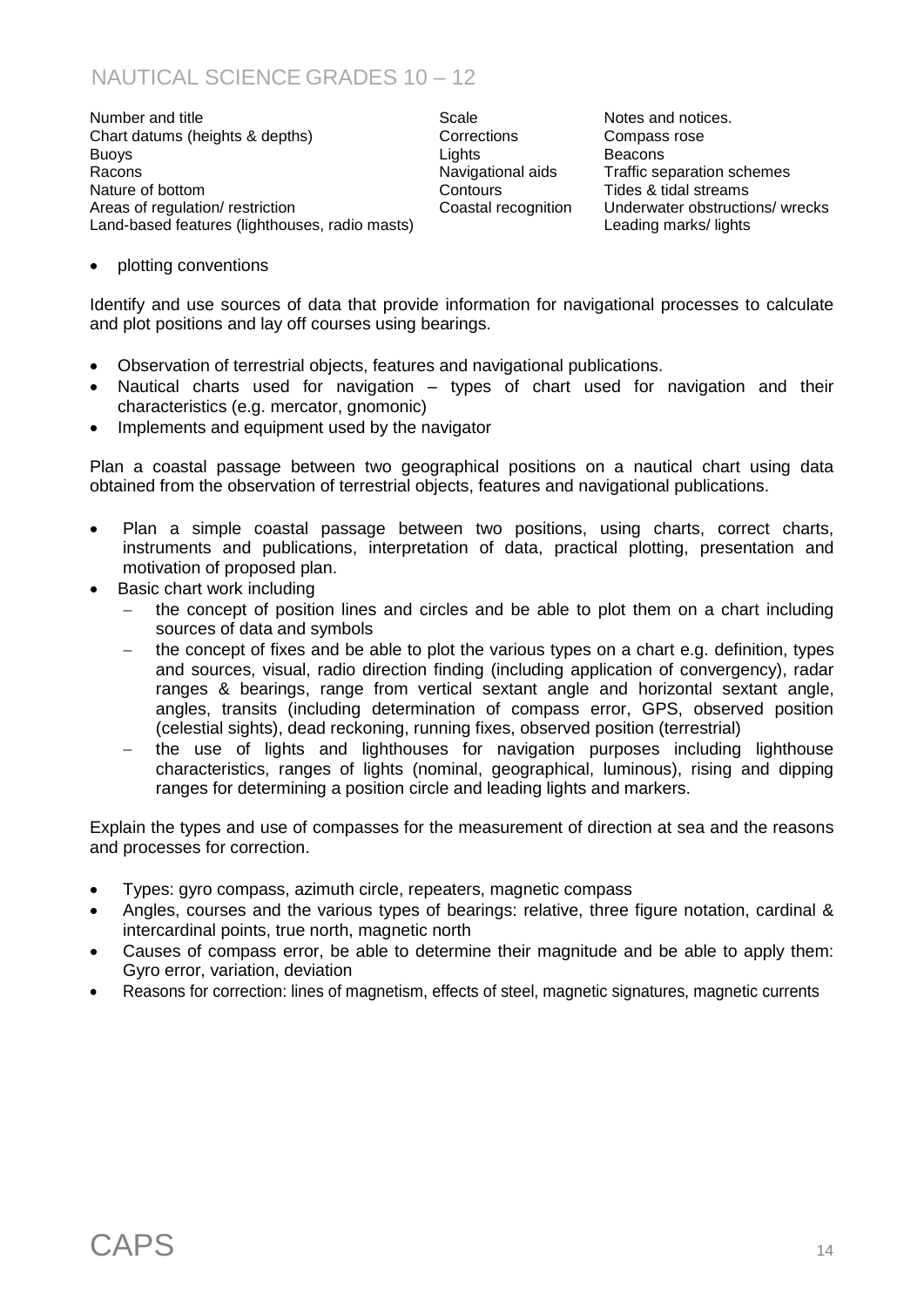| | | |
|---|---|---|
| Number and title | Scale | Notes and notices. |
| Chart datums (heights & depths) | Corrections | Compass rose |
| Buoys | Lights | Beacons |
| Racons | Navigational aids | Traffic separation schemes |
| Nature of bottom | Contours | Tides & tidal streams |
| Areas of regulation/ restriction | Coastal recognition | Underwater obstructions/ wrecks |
| Land-based features (lighthouses, radio masts) | | Leading marks/ lights |

- plotting conventions

Identify and use sources of data that provide information for navigational processes to calculate and plot positions and lay off courses using bearings.

- Observation of terrestrial objects, features and navigational publications.
- Nautical charts used for navigation – types of chart used for navigation and their characteristics (e.g. mercator, gnomonic)
- Implements and equipment used by the navigator

Plan a coastal passage between two geographical positions on a nautical chart using data obtained from the observation of terrestrial objects, features and navigational publications.

- Plan a simple coastal passage between two positions, using charts, correct charts, instruments and publications, interpretation of data, practical plotting, presentation and motivation of proposed plan.
- Basic chart work including
  - the concept of position lines and circles and be able to plot them on a chart including sources of data and symbols
  - the concept of fixes and be able to plot the various types on a chart e.g. definition, types and sources, visual, radio direction finding (including application of convergency), radar ranges & bearings, range from vertical sextant angle and horizontal sextant angle, angles, transits (including determination of compass error, GPS, observed position (celestial sights), dead reckoning, running fixes, observed position (terrestrial)
  - the use of lights and lighthouses for navigation purposes including lighthouse characteristics, ranges of lights (nominal, geographical, luminous), rising and dipping ranges for determining a position circle and leading lights and markers.

Explain the types and use of compasses for the measurement of direction at sea and the reasons and processes for correction.

- Types: gyro compass, azimuth circle, repeaters, magnetic compass
- Angles, courses and the various types of bearings: relative, three figure notation, cardinal & intercardinal points, true north, magnetic north
- Causes of compass error, be able to determine their magnitude and be able to apply them: Gyro error, variation, deviation
- Reasons for correction: lines of magnetism, effects of steel, magnetic signatures, magnetic currents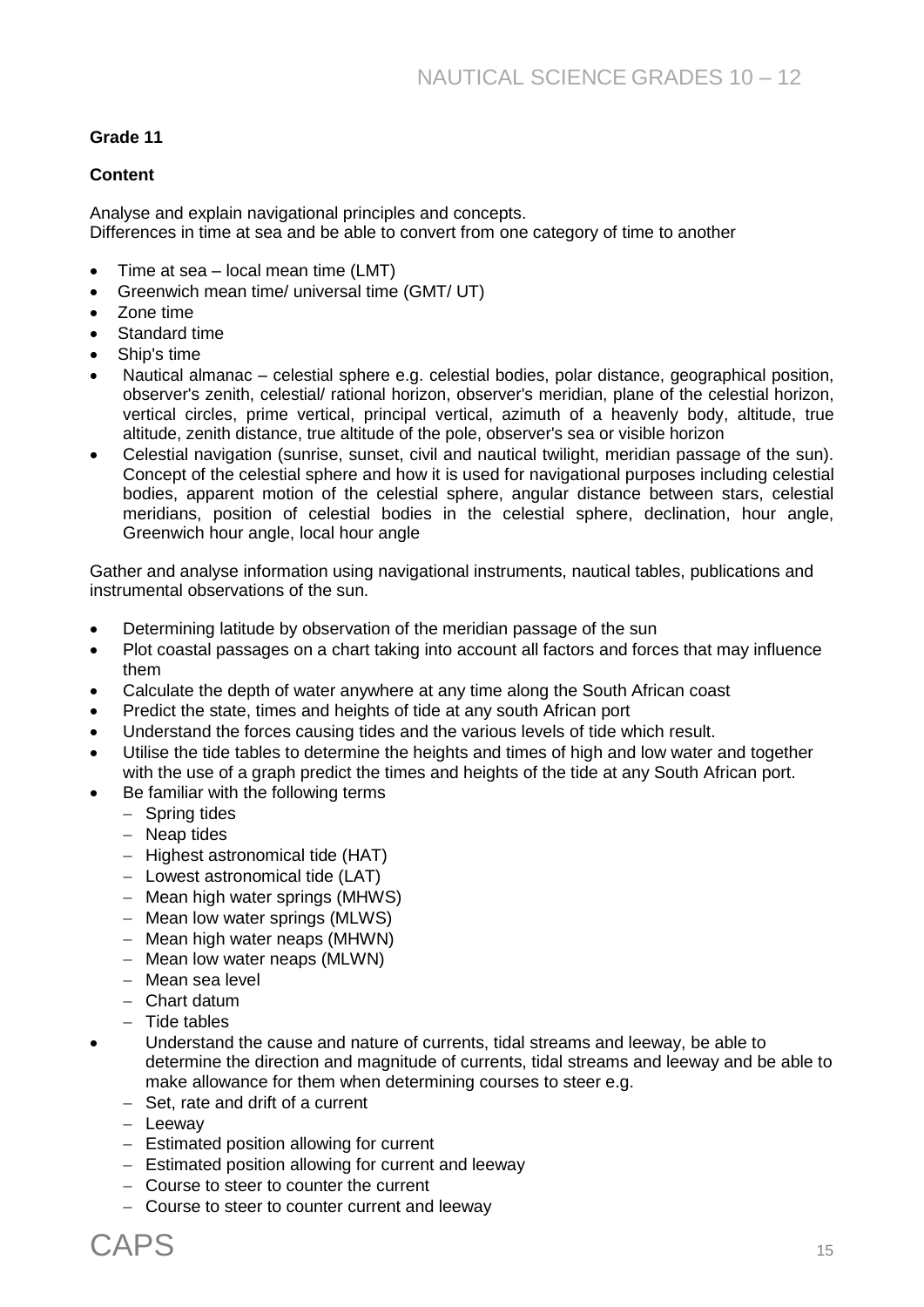**Grade 11**

**Content**

Analyse and explain navigational principles and concepts.
Differences in time at sea and be able to convert from one category of time to another

- Time at sea – local mean time (LMT)
- Greenwich mean time/ universal time (GMT/ UT)
- Zone time
- Standard time
- Ship's time
- Nautical almanac – celestial sphere e.g. celestial bodies, polar distance, geographical position, observer's zenith, celestial/ rational horizon, observer's meridian, plane of the celestial horizon, vertical circles, prime vertical, principal vertical, azimuth of a heavenly body, altitude, true altitude, zenith distance, true altitude of the pole, observer's sea or visible horizon
- Celestial navigation (sunrise, sunset, civil and nautical twilight, meridian passage of the sun). Concept of the celestial sphere and how it is used for navigational purposes including celestial bodies, apparent motion of the celestial sphere, angular distance between stars, celestial meridians, position of celestial bodies in the celestial sphere, declination, hour angle, Greenwich hour angle, local hour angle

Gather and analyse information using navigational instruments, nautical tables, publications and instrumental observations of the sun.

- Determining latitude by observation of the meridian passage of the sun
- Plot coastal passages on a chart taking into account all factors and forces that may influence them
- Calculate the depth of water anywhere at any time along the South African coast
- Predict the state, times and heights of tide at any south African port
- Understand the forces causing tides and the various levels of tide which result.
- Utilise the tide tables to determine the heights and times of high and low water and together with the use of a graph predict the times and heights of the tide at any South African port.
- Be familiar with the following terms
  - Spring tides
  - Neap tides
  - Highest astronomical tide (HAT)
  - Lowest astronomical tide (LAT)
  - Mean high water springs (MHWS)
  - Mean low water springs (MLWS)
  - Mean high water neaps (MHWN)
  - Mean low water neaps (MLWN)
  - Mean sea level
  - Chart datum
  - Tide tables
- Understand the cause and nature of currents, tidal streams and leeway, be able to determine the direction and magnitude of currents, tidal streams and leeway and be able to make allowance for them when determining courses to steer e.g.
  - Set, rate and drift of a current
  - Leeway
  - Estimated position allowing for current
  - Estimated position allowing for current and leeway
  - Course to steer to counter the current
  - Course to steer to counter current and leeway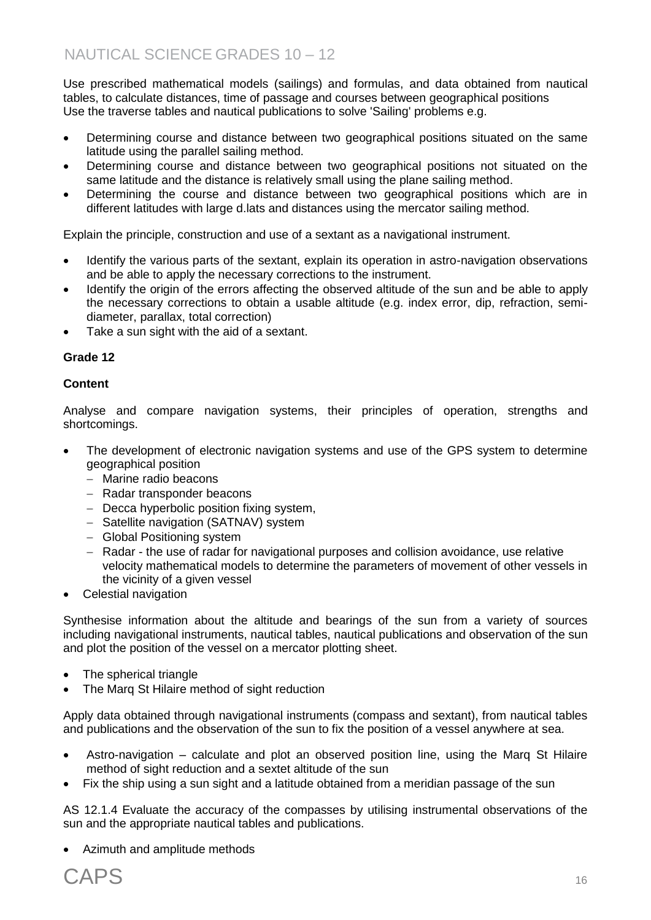Use prescribed mathematical models (sailings) and formulas, and data obtained from nautical tables, to calculate distances, time of passage and courses between geographical positions
Use the traverse tables and nautical publications to solve 'Sailing' problems e.g.

- Determining course and distance between two geographical positions situated on the same latitude using the parallel sailing method.
- Determining course and distance between two geographical positions not situated on the same latitude and the distance is relatively small using the plane sailing method.
- Determining the course and distance between two geographical positions which are in different latitudes with large d.lats and distances using the mercator sailing method.

Explain the principle, construction and use of a sextant as a navigational instrument.

- Identify the various parts of the sextant, explain its operation in astro-navigation observations and be able to apply the necessary corrections to the instrument.
- Identify the origin of the errors affecting the observed altitude of the sun and be able to apply the necessary corrections to obtain a usable altitude (e.g. index error, dip, refraction, semi-diameter, parallax, total correction)
- Take a sun sight with the aid of a sextant.

**Grade 12**

**Content**

Analyse and compare navigation systems, their principles of operation, strengths and shortcomings.

- The development of electronic navigation systems and use of the GPS system to determine geographical position
  - Marine radio beacons
  - Radar transponder beacons
  - Decca hyperbolic position fixing system,
  - Satellite navigation (SATNAV) system
  - Global Positioning system
  - Radar - the use of radar for navigational purposes and collision avoidance, use relative velocity mathematical models to determine the parameters of movement of other vessels in the vicinity of a given vessel
- Celestial navigation

Synthesise information about the altitude and bearings of the sun from a variety of sources including navigational instruments, nautical tables, nautical publications and observation of the sun and plot the position of the vessel on a mercator plotting sheet.

- The spherical triangle
- The Marq St Hilaire method of sight reduction

Apply data obtained through navigational instruments (compass and sextant), from nautical tables and publications and the observation of the sun to fix the position of a vessel anywhere at sea.

- Astro-navigation – calculate and plot an observed position line, using the Marq St Hilaire method of sight reduction and a sextet altitude of the sun
- Fix the ship using a sun sight and a latitude obtained from a meridian passage of the sun

AS 12.1.4 Evaluate the accuracy of the compasses by utilising instrumental observations of the sun and the appropriate nautical tables and publications.

- Azimuth and amplitude methods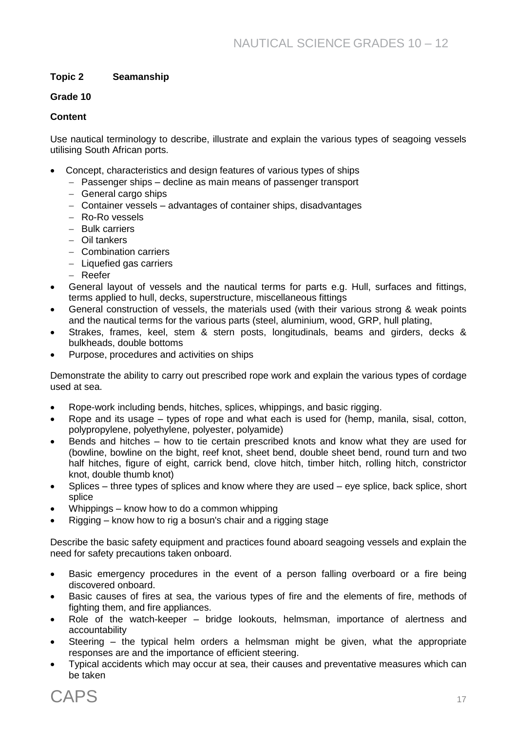**Topic 2 Seamanship**

**Grade 10**

**Content**

Use nautical terminology to describe, illustrate and explain the various types of seagoing vessels utilising South African ports.

- Concept, characteristics and design features of various types of ships
  - Passenger ships – decline as main means of passenger transport
  - General cargo ships
  - Container vessels – advantages of container ships, disadvantages
  - Ro-Ro vessels
  - Bulk carriers
  - Oil tankers
  - Combination carriers
  - Liquefied gas carriers
  - Reefer
- General layout of vessels and the nautical terms for parts e.g. Hull, surfaces and fittings, terms applied to hull, decks, superstructure, miscellaneous fittings
- General construction of vessels, the materials used (with their various strong & weak points and the nautical terms for the various parts (steel, aluminium, wood, GRP, hull plating,
- Strakes, frames, keel, stem & stern posts, longitudinals, beams and girders, decks & bulkheads, double bottoms
- Purpose, procedures and activities on ships

Demonstrate the ability to carry out prescribed rope work and explain the various types of cordage used at sea.

- Rope-work including bends, hitches, splices, whippings, and basic rigging.
- Rope and its usage – types of rope and what each is used for (hemp, manila, sisal, cotton, polypropylene, polyethylene, polyester, polyamide)
- Bends and hitches – how to tie certain prescribed knots and know what they are used for (bowline, bowline on the bight, reef knot, sheet bend, double sheet bend, round turn and two half hitches, figure of eight, carrick bend, clove hitch, timber hitch, rolling hitch, constrictor knot, double thumb knot)
- Splices – three types of splices and know where they are used – eye splice, back splice, short splice
- Whippings – know how to do a common whipping
- Rigging – know how to rig a bosun's chair and a rigging stage

Describe the basic safety equipment and practices found aboard seagoing vessels and explain the need for safety precautions taken onboard.

- Basic emergency procedures in the event of a person falling overboard or a fire being discovered onboard.
- Basic causes of fires at sea, the various types of fire and the elements of fire, methods of fighting them, and fire appliances.
- Role of the watch-keeper – bridge lookouts, helmsman, importance of alertness and accountability
- Steering – the typical helm orders a helmsman might be given, what the appropriate responses are and the importance of efficient steering.
- Typical accidents which may occur at sea, their causes and preventative measures which can be taken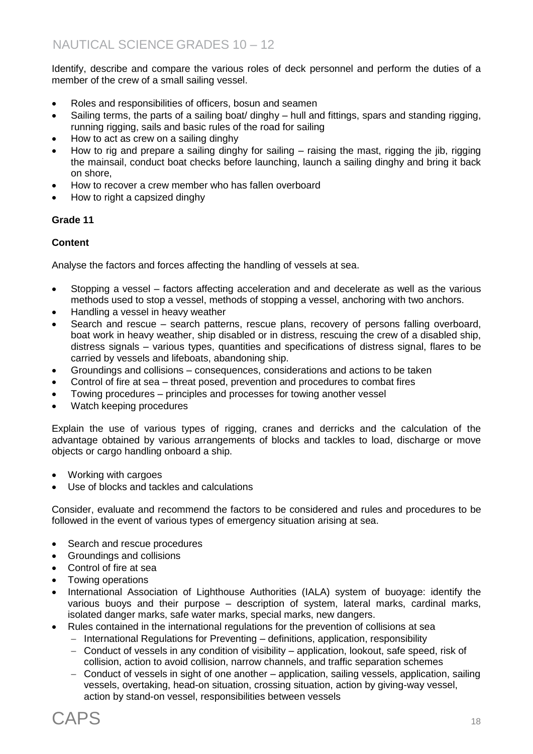Identify, describe and compare the various roles of deck personnel and perform the duties of a member of the crew of a small sailing vessel.

- Roles and responsibilities of officers, bosun and seamen
- Sailing terms, the parts of a sailing boat/ dinghy – hull and fittings, spars and standing rigging, running rigging, sails and basic rules of the road for sailing
- How to act as crew on a sailing dinghy
- How to rig and prepare a sailing dinghy for sailing – raising the mast, rigging the jib, rigging the mainsail, conduct boat checks before launching, launch a sailing dinghy and bring it back on shore,
- How to recover a crew member who has fallen overboard
- How to right a capsized dinghy

**Grade 11**

**Content**

Analyse the factors and forces affecting the handling of vessels at sea.

- Stopping a vessel – factors affecting acceleration and and decelerate as well as the various methods used to stop a vessel, methods of stopping a vessel, anchoring with two anchors.
- Handling a vessel in heavy weather
- Search and rescue – search patterns, rescue plans, recovery of persons falling overboard, boat work in heavy weather, ship disabled or in distress, rescuing the crew of a disabled ship, distress signals – various types, quantities and specifications of distress signal, flares to be carried by vessels and lifeboats, abandoning ship.
- Groundings and collisions – consequences, considerations and actions to be taken
- Control of fire at sea – threat posed, prevention and procedures to combat fires
- Towing procedures – principles and processes for towing another vessel
- Watch keeping procedures

Explain the use of various types of rigging, cranes and derricks and the calculation of the advantage obtained by various arrangements of blocks and tackles to load, discharge or move objects or cargo handling onboard a ship.

- Working with cargoes
- Use of blocks and tackles and calculations

Consider, evaluate and recommend the factors to be considered and rules and procedures to be followed in the event of various types of emergency situation arising at sea.

- Search and rescue procedures
- Groundings and collisions
- Control of fire at sea
- Towing operations
- International Association of Lighthouse Authorities (IALA) system of buoyage: identify the various buoys and their purpose – description of system, lateral marks, cardinal marks, isolated danger marks, safe water marks, special marks, new dangers.
- Rules contained in the international regulations for the prevention of collisions at sea
  - International Regulations for Preventing – definitions, application, responsibility
  - Conduct of vessels in any condition of visibility – application, lookout, safe speed, risk of collision, action to avoid collision, narrow channels, and traffic separation schemes
  - Conduct of vessels in sight of one another – application, sailing vessels, application, sailing vessels, overtaking, head-on situation, crossing situation, action by giving-way vessel, action by stand-on vessel, responsibilities between vessels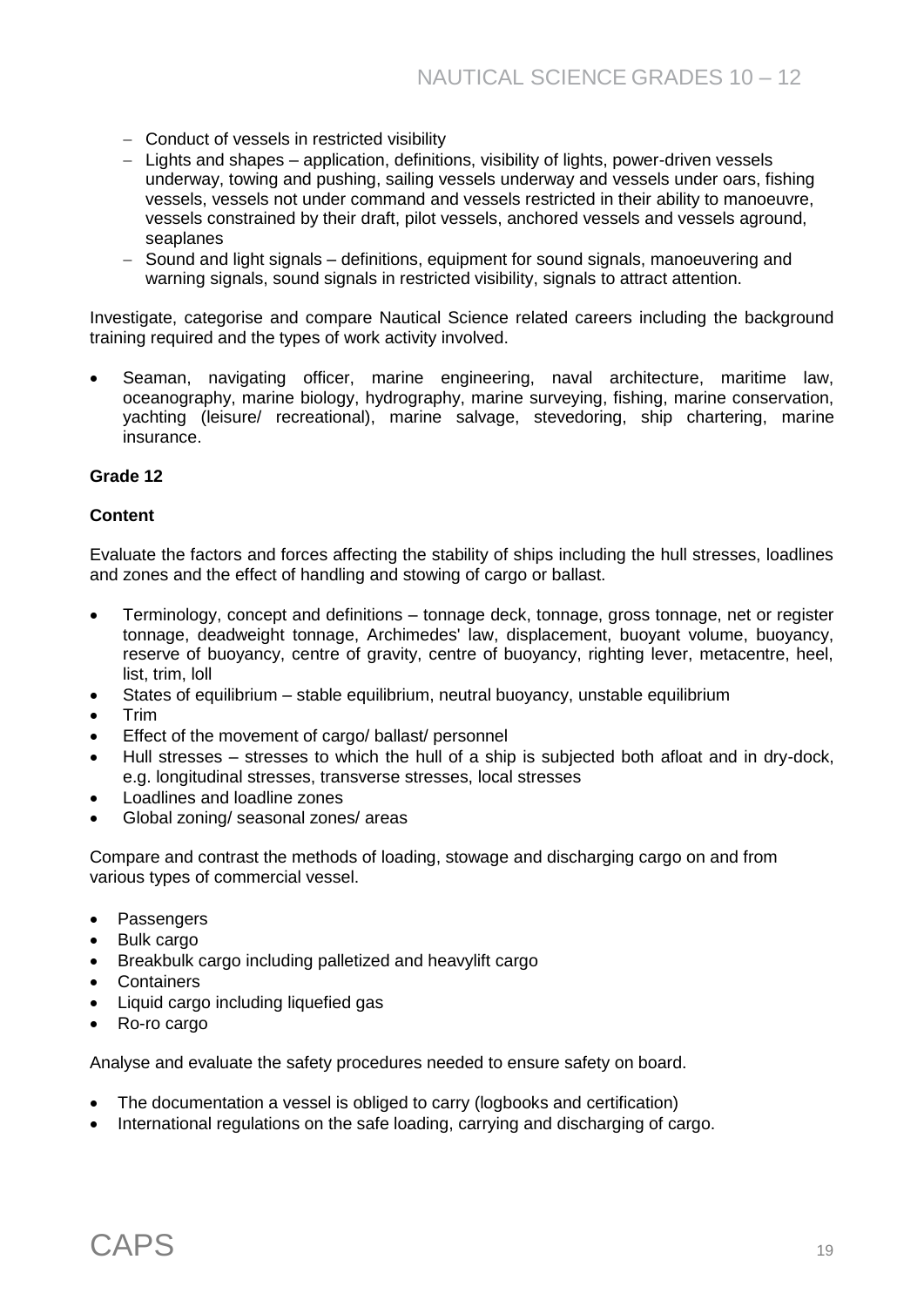- Conduct of vessels in restricted visibility
- Lights and shapes – application, definitions, visibility of lights, power-driven vessels underway, towing and pushing, sailing vessels underway and vessels under oars, fishing vessels, vessels not under command and vessels restricted in their ability to manoeuvre, vessels constrained by their draft, pilot vessels, anchored vessels and vessels aground, seaplanes
- Sound and light signals – definitions, equipment for sound signals, manoeuvering and warning signals, sound signals in restricted visibility, signals to attract attention.

Investigate, categorise and compare Nautical Science related careers including the background training required and the types of work activity involved.

- Seaman, navigating officer, marine engineering, naval architecture, maritime law, oceanography, marine biology, hydrography, marine surveying, fishing, marine conservation, yachting (leisure/ recreational), marine salvage, stevedoring, ship chartering, marine insurance.

**Grade 12**

**Content**

Evaluate the factors and forces affecting the stability of ships including the hull stresses, loadlines and zones and the effect of handling and stowing of cargo or ballast.

- Terminology, concept and definitions – tonnage deck, tonnage, gross tonnage, net or register tonnage, deadweight tonnage, Archimedes' law, displacement, buoyant volume, buoyancy, reserve of buoyancy, centre of gravity, centre of buoyancy, righting lever, metacentre, heel, list, trim, loll
- States of equilibrium – stable equilibrium, neutral buoyancy, unstable equilibrium
- Trim
- Effect of the movement of cargo/ ballast/ personnel
- Hull stresses – stresses to which the hull of a ship is subjected both afloat and in dry-dock, e.g. longitudinal stresses, transverse stresses, local stresses
- Loadlines and loadline zones
- Global zoning/ seasonal zones/ areas

Compare and contrast the methods of loading, stowage and discharging cargo on and from various types of commercial vessel.

- Passengers
- Bulk cargo
- Breakbulk cargo including palletized and heavylift cargo
- Containers
- Liquid cargo including liquefied gas
- Ro-ro cargo

Analyse and evaluate the safety procedures needed to ensure safety on board.

- The documentation a vessel is obliged to carry (logbooks and certification)
- International regulations on the safe loading, carrying and discharging of cargo.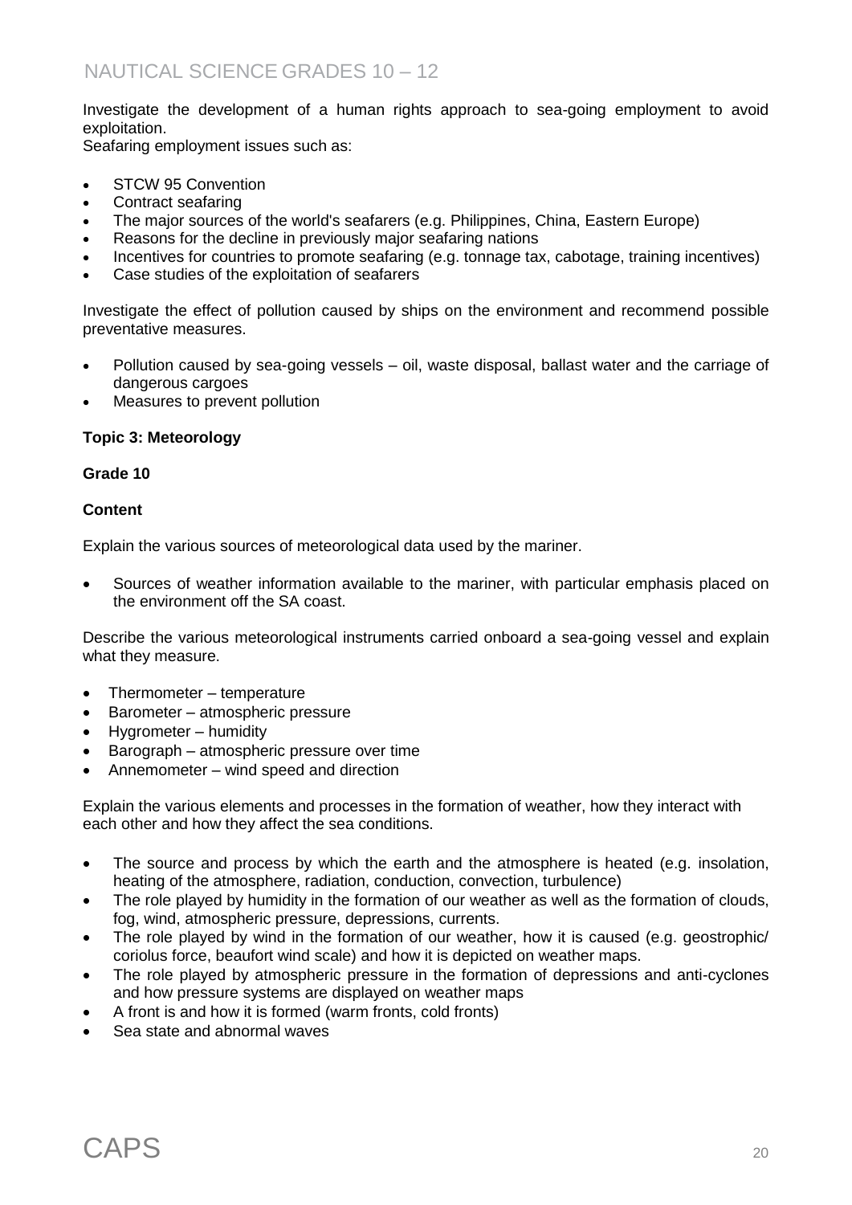Investigate the development of a human rights approach to sea-going employment to avoid exploitation.
Seafaring employment issues such as:

- STCW 95 Convention
- Contract seafaring
- The major sources of the world's seafarers (e.g. Philippines, China, Eastern Europe)
- Reasons for the decline in previously major seafaring nations
- Incentives for countries to promote seafaring (e.g. tonnage tax, cabotage, training incentives)
- Case studies of the exploitation of seafarers

Investigate the effect of pollution caused by ships on the environment and recommend possible preventative measures.

- Pollution caused by sea-going vessels – oil, waste disposal, ballast water and the carriage of dangerous cargoes
- Measures to prevent pollution

**Topic 3: Meteorology**

**Grade 10**

**Content**

Explain the various sources of meteorological data used by the mariner.

- Sources of weather information available to the mariner, with particular emphasis placed on the environment off the SA coast.

Describe the various meteorological instruments carried onboard a sea-going vessel and explain what they measure.

- Thermometer – temperature
- Barometer – atmospheric pressure
- Hygrometer – humidity
- Barograph – atmospheric pressure over time
- Annemometer – wind speed and direction

Explain the various elements and processes in the formation of weather, how they interact with each other and how they affect the sea conditions.

- The source and process by which the earth and the atmosphere is heated (e.g. insolation, heating of the atmosphere, radiation, conduction, convection, turbulence)
- The role played by humidity in the formation of our weather as well as the formation of clouds, fog, wind, atmospheric pressure, depressions, currents.
- The role played by wind in the formation of our weather, how it is caused (e.g. geostrophic/ coriolus force, beaufort wind scale) and how it is depicted on weather maps.
- The role played by atmospheric pressure in the formation of depressions and anti-cyclones and how pressure systems are displayed on weather maps
- A front is and how it is formed (warm fronts, cold fronts)
- Sea state and abnormal waves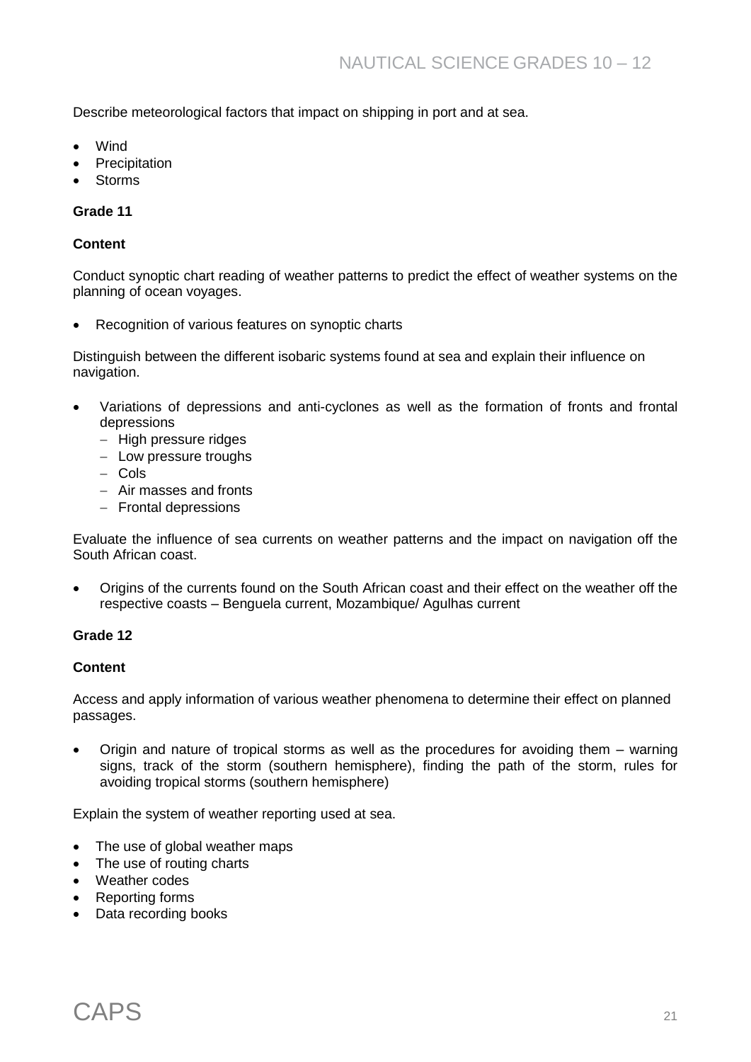Describe meteorological factors that impact on shipping in port and at sea.

- Wind
- Precipitation
- Storms

**Grade 11**

**Content**

Conduct synoptic chart reading of weather patterns to predict the effect of weather systems on the planning of ocean voyages.

- Recognition of various features on synoptic charts

Distinguish between the different isobaric systems found at sea and explain their influence on navigation.

- Variations of depressions and anti-cyclones as well as the formation of fronts and frontal depressions
  - High pressure ridges
  - Low pressure troughs
  - Cols
  - Air masses and fronts
  - Frontal depressions

Evaluate the influence of sea currents on weather patterns and the impact on navigation off the South African coast.

- Origins of the currents found on the South African coast and their effect on the weather off the respective coasts – Benguela current, Mozambique/ Agulhas current

**Grade 12**

**Content**

Access and apply information of various weather phenomena to determine their effect on planned passages.

- Origin and nature of tropical storms as well as the procedures for avoiding them – warning signs, track of the storm (southern hemisphere), finding the path of the storm, rules for avoiding tropical storms (southern hemisphere)

Explain the system of weather reporting used at sea.

- The use of global weather maps
- The use of routing charts
- Weather codes
- Reporting forms
- Data recording books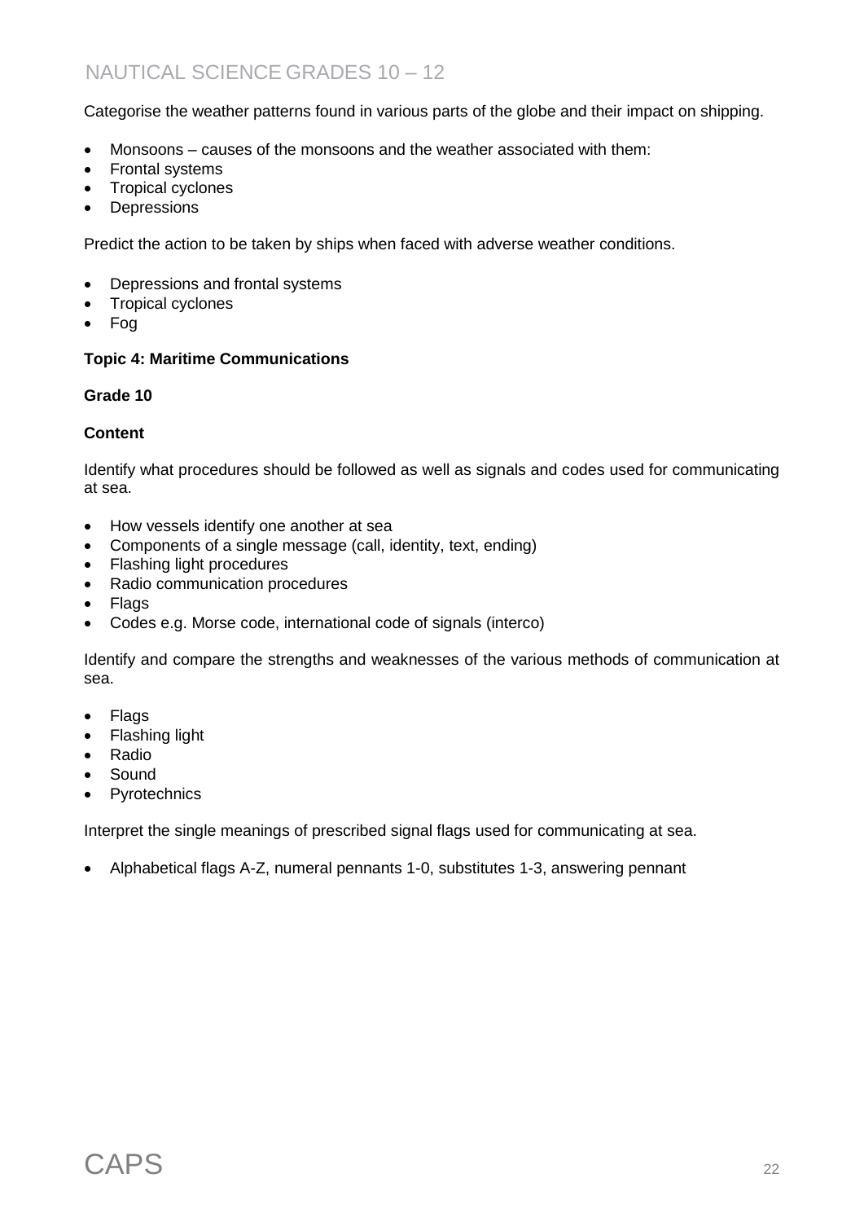Categorise the weather patterns found in various parts of the globe and their impact on shipping.

- Monsoons – causes of the monsoons and the weather associated with them:
- Frontal systems
- Tropical cyclones
- Depressions

Predict the action to be taken by ships when faced with adverse weather conditions.

- Depressions and frontal systems
- Tropical cyclones
- Fog

**Topic 4: Maritime Communications**

**Grade 10**

**Content**

Identify what procedures should be followed as well as signals and codes used for communicating at sea.

- How vessels identify one another at sea
- Components of a single message (call, identity, text, ending)
- Flashing light procedures
- Radio communication procedures
- Flags
- Codes e.g. Morse code, international code of signals (interco)

Identify and compare the strengths and weaknesses of the various methods of communication at sea.

- Flags
- Flashing light
- Radio
- Sound
- Pyrotechnics

Interpret the single meanings of prescribed signal flags used for communicating at sea.

- Alphabetical flags A-Z, numeral pennants 1-0, substitutes 1-3, answering pennant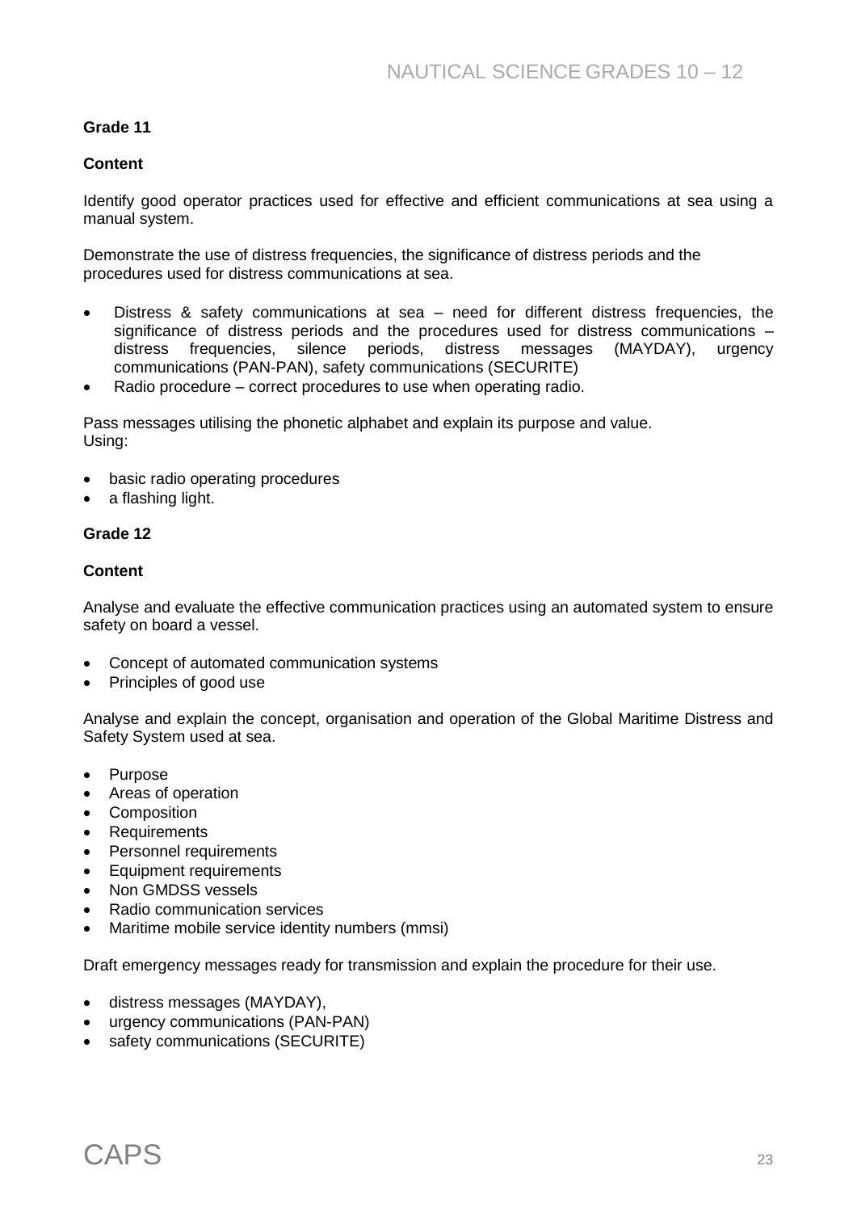**Grade 11**

**Content**

Identify good operator practices used for effective and efficient communications at sea using a manual system.

Demonstrate the use of distress frequencies, the significance of distress periods and the procedures used for distress communications at sea.

- Distress & safety communications at sea – need for different distress frequencies, the significance of distress periods and the procedures used for distress communications – distress frequencies, silence periods, distress messages (MAYDAY), urgency communications (PAN-PAN), safety communications (SECURITE)
- Radio procedure – correct procedures to use when operating radio.

Pass messages utilising the phonetic alphabet and explain its purpose and value.
Using:

- basic radio operating procedures
- a flashing light.

**Grade 12**

**Content**

Analyse and evaluate the effective communication practices using an automated system to ensure safety on board a vessel.

- Concept of automated communication systems
- Principles of good use

Analyse and explain the concept, organisation and operation of the Global Maritime Distress and Safety System used at sea.

- Purpose
- Areas of operation
- Composition
- Requirements
- Personnel requirements
- Equipment requirements
- Non GMDSS vessels
- Radio communication services
- Maritime mobile service identity numbers (mmsi)

Draft emergency messages ready for transmission and explain the procedure for their use.

- distress messages (MAYDAY),
- urgency communications (PAN-PAN)
- safety communications (SECURITE)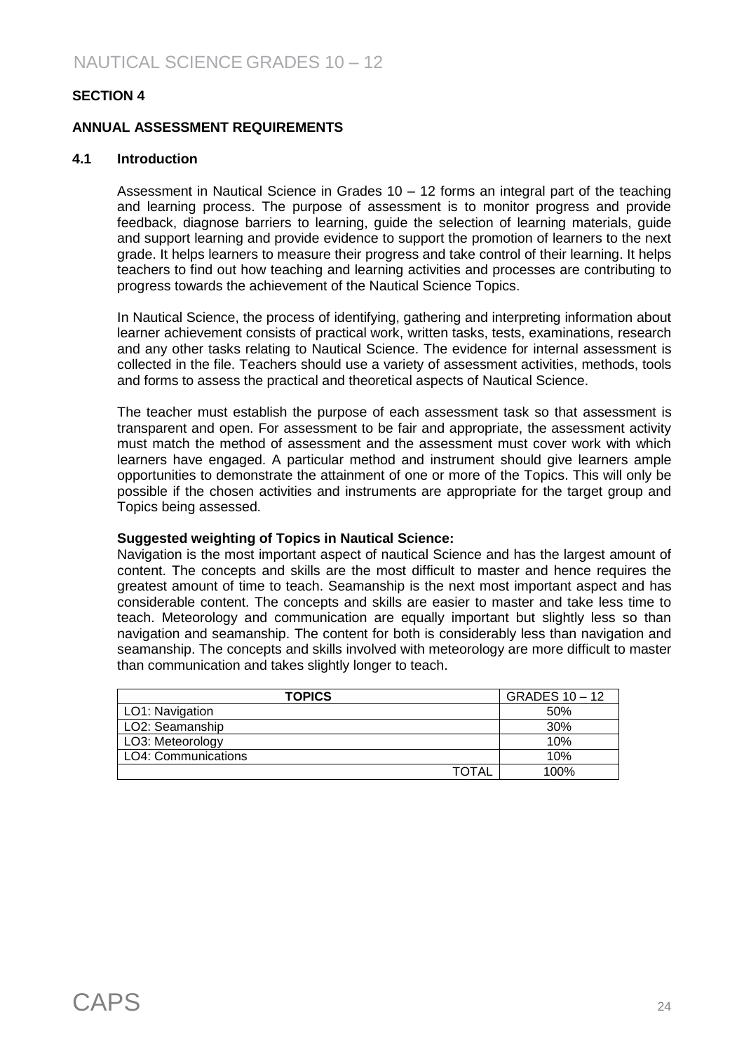## SECTION 4

## ANNUAL ASSESSMENT REQUIREMENTS

### 4.1 Introduction

Assessment in Nautical Science in Grades 10 – 12 forms an integral part of the teaching and learning process. The purpose of assessment is to monitor progress and provide feedback, diagnose barriers to learning, guide the selection of learning materials, guide and support learning and provide evidence to support the promotion of learners to the next grade. It helps learners to measure their progress and take control of their learning. It helps teachers to find out how teaching and learning activities and processes are contributing to progress towards the achievement of the Nautical Science Topics.

In Nautical Science, the process of identifying, gathering and interpreting information about learner achievement consists of practical work, written tasks, tests, examinations, research and any other tasks relating to Nautical Science. The evidence for internal assessment is collected in the file. Teachers should use a variety of assessment activities, methods, tools and forms to assess the practical and theoretical aspects of Nautical Science.

The teacher must establish the purpose of each assessment task so that assessment is transparent and open. For assessment to be fair and appropriate, the assessment activity must match the method of assessment and the assessment must cover work with which learners have engaged. A particular method and instrument should give learners ample opportunities to demonstrate the attainment of one or more of the Topics. This will only be possible if the chosen activities and instruments are appropriate for the target group and Topics being assessed.

**Suggested weighting of Topics in Nautical Science:**
Navigation is the most important aspect of nautical Science and has the largest amount of content. The concepts and skills are the most difficult to master and hence requires the greatest amount of time to teach. Seamanship is the next most important aspect and has considerable content. The concepts and skills are easier to master and take less time to teach. Meteorology and communication are equally important but slightly less so than navigation and seamanship. The content for both is considerably less than navigation and seamanship. The concepts and skills involved with meteorology are more difficult to master than communication and takes slightly longer to teach.

| TOPICS | GRADES 10 – 12 |
|---|---|
| LO1: Navigation | 50% |
| LO2: Seamanship | 30% |
| LO3: Meteorology | 10% |
| LO4: Communications | 10% |
| TOTAL | 100% |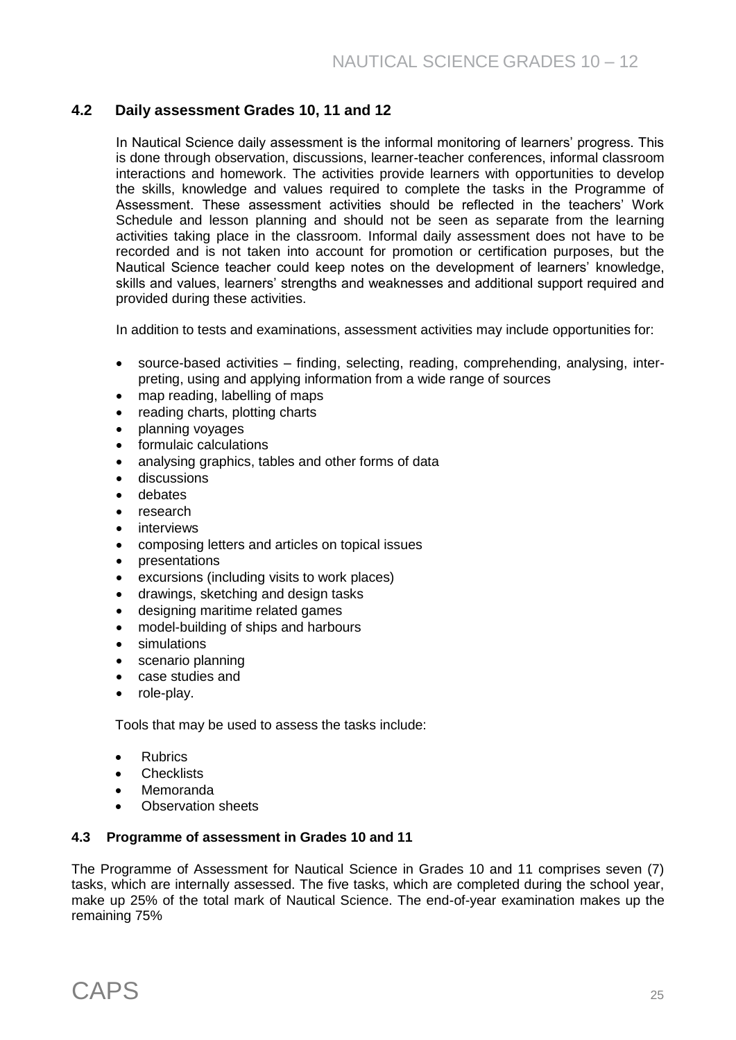## 4.2 Daily assessment Grades 10, 11 and 12

In Nautical Science daily assessment is the informal monitoring of learners' progress. This is done through observation, discussions, learner-teacher conferences, informal classroom interactions and homework. The activities provide learners with opportunities to develop the skills, knowledge and values required to complete the tasks in the Programme of Assessment. These assessment activities should be reflected in the teachers' Work Schedule and lesson planning and should not be seen as separate from the learning activities taking place in the classroom. Informal daily assessment does not have to be recorded and is not taken into account for promotion or certification purposes, but the Nautical Science teacher could keep notes on the development of learners' knowledge, skills and values, learners' strengths and weaknesses and additional support required and provided during these activities.

In addition to tests and examinations, assessment activities may include opportunities for:

- source-based activities – finding, selecting, reading, comprehending, analysing, interpreting, using and applying information from a wide range of sources
- map reading, labelling of maps
- reading charts, plotting charts
- planning voyages
- formulaic calculations
- analysing graphics, tables and other forms of data
- discussions
- debates
- research
- interviews
- composing letters and articles on topical issues
- presentations
- excursions (including visits to work places)
- drawings, sketching and design tasks
- designing maritime related games
- model-building of ships and harbours
- simulations
- scenario planning
- case studies and
- role-play.

Tools that may be used to assess the tasks include:

- Rubrics
- Checklists
- Memoranda
- Observation sheets

### 4.3 Programme of assessment in Grades 10 and 11

The Programme of Assessment for Nautical Science in Grades 10 and 11 comprises seven (7) tasks, which are internally assessed. The five tasks, which are completed during the school year, make up 25% of the total mark of Nautical Science. The end-of-year examination makes up the remaining 75%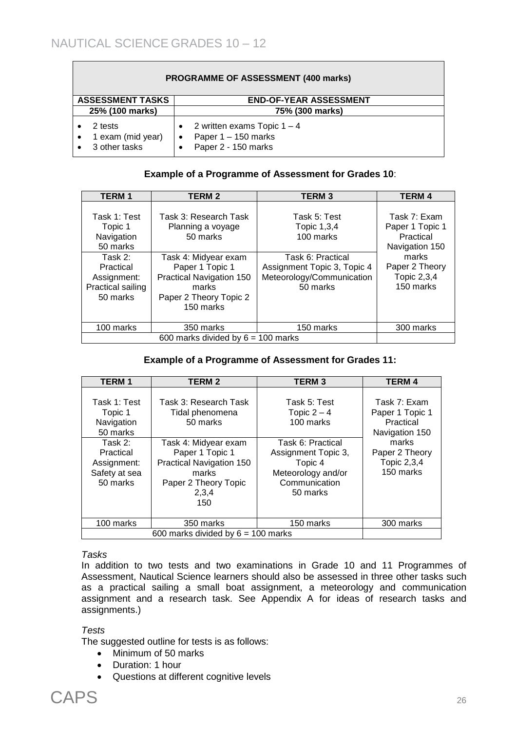| PROGRAMME OF ASSESSMENT (400 marks) | |
|---|---|
| **ASSESSMENT TASKS** | **END-OF-YEAR ASSESSMENT** |
| **25% (100 marks)** | **75% (300 marks)** |
| • 2 tests<br>• 1 exam (mid year)<br>• 3 other tasks | • 2 written exams Topic 1 – 4<br>• Paper 1 – 150 marks<br>• Paper 2 - 150 marks |

**Example of a Programme of Assessment for Grades 10**:

| TERM 1 | TERM 2 | TERM 3 | TERM 4 |
|---|---|---|---|
| Task 1: Test Topic 1 Navigation 50 marks | Task 3: Research Task Planning a voyage 50 marks | Task 5: Test Topic 1,3,4 100 marks | Task 7: Exam Paper 1 Topic 1 Practical Navigation 150 marks Paper 2 Theory Topic 2,3,4 150 marks |
| Task 2: Practical Assignment: Practical sailing 50 marks | Task 4: Midyear exam Paper 1 Topic 1 Practical Navigation 150 marks Paper 2 Theory Topic 2 150 marks | Task 6: Practical Assignment Topic 3, Topic 4 Meteorology/Communication 50 marks | |
| 100 marks | 350 marks | 150 marks | 300 marks |
| 600 marks divided by 6 = 100 marks | | | |

**Example of a Programme of Assessment for Grades 11:**

| TERM 1 | TERM 2 | TERM 3 | TERM 4 |
|---|---|---|---|
| Task 1: Test Topic 1 Navigation 50 marks | Task 3: Research Task Tidal phenomena 50 marks | Task 5: Test Topic 2 – 4 100 marks | Task 7: Exam Paper 1 Topic 1 Practical Navigation 150 marks Paper 2 Theory Topic 2,3,4 150 marks |
| Task 2: Practical Assignment: Safety at sea 50 marks | Task 4: Midyear exam Paper 1 Topic 1 Practical Navigation 150 marks Paper 2 Theory Topic 2,3,4 150 | Task 6: Practical Assignment Topic 3, Topic 4 Meteorology and/or Communication 50 marks | |
| 100 marks | 350 marks | 150 marks | 300 marks |
| 600 marks divided by 6 = 100 marks | | | |

*Tasks*

In addition to two tests and two examinations in Grade 10 and 11 Programmes of Assessment, Nautical Science learners should also be assessed in three other tasks such as a practical sailing a small boat assignment, a meteorology and communication assignment and a research task. See Appendix A for ideas of research tasks and assignments.)

*Tests*

The suggested outline for tests is as follows:

- Minimum of 50 marks
- Duration: 1 hour
- Questions at different cognitive levels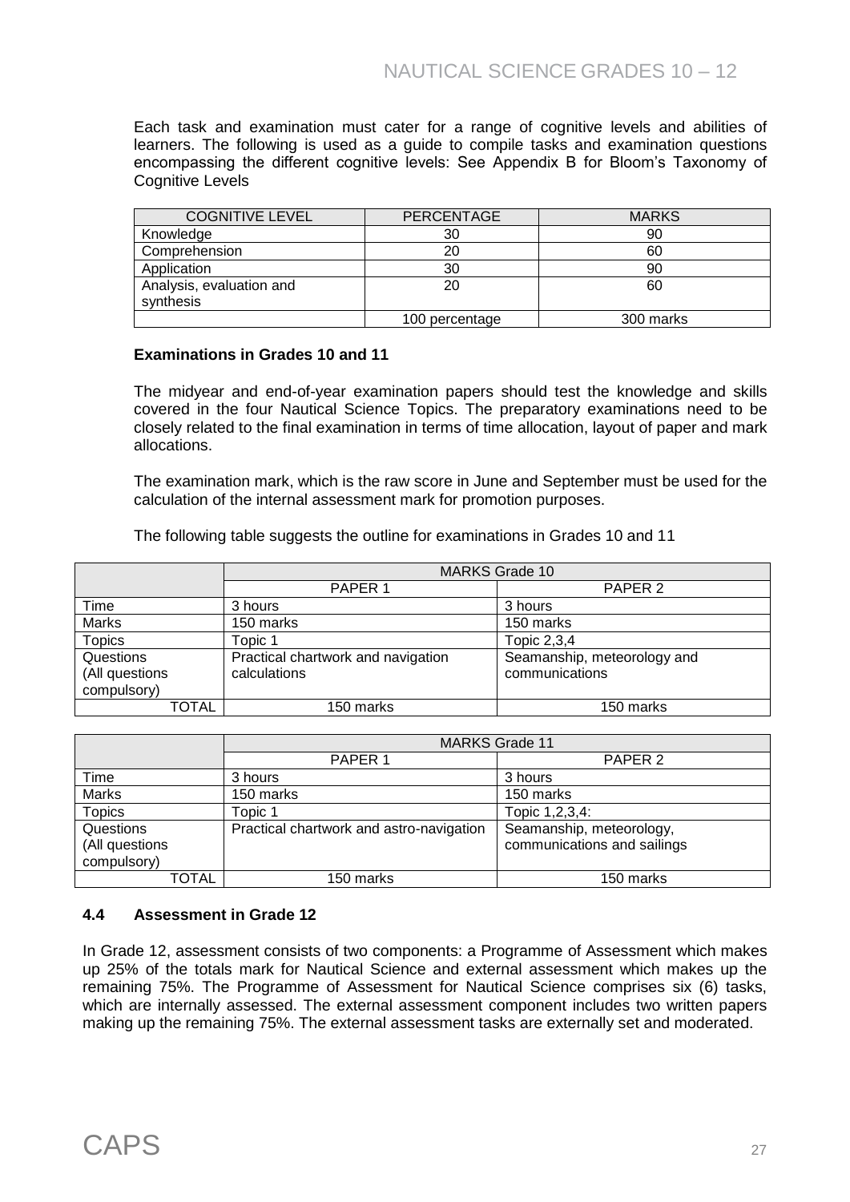Each task and examination must cater for a range of cognitive levels and abilities of learners. The following is used as a guide to compile tasks and examination questions encompassing the different cognitive levels: See Appendix B for Bloom's Taxonomy of Cognitive Levels

| COGNITIVE LEVEL | PERCENTAGE | MARKS |
|---|---|---|
| Knowledge | 30 | 90 |
| Comprehension | 20 | 60 |
| Application | 30 | 90 |
| Analysis, evaluation and synthesis | 20 | 60 |
| | 100 percentage | 300 marks |

**Examinations in Grades 10 and 11**

The midyear and end-of-year examination papers should test the knowledge and skills covered in the four Nautical Science Topics. The preparatory examinations need to be closely related to the final examination in terms of time allocation, layout of paper and mark allocations.

The examination mark, which is the raw score in June and September must be used for the calculation of the internal assessment mark for promotion purposes.

The following table suggests the outline for examinations in Grades 10 and 11

| | MARKS Grade 10 | |
|---|---|---|
| | PAPER 1 | PAPER 2 |
| Time | 3 hours | 3 hours |
| Marks | 150 marks | 150 marks |
| Topics | Topic 1 | Topic 2,3,4 |
| Questions (All questions compulsory) | Practical chartwork and navigation calculations | Seamanship, meteorology and communications |
| TOTAL | 150 marks | 150 marks |

| | MARKS Grade 11 | |
|---|---|---|
| | PAPER 1 | PAPER 2 |
| Time | 3 hours | 3 hours |
| Marks | 150 marks | 150 marks |
| Topics | Topic 1 | Topic 1,2,3,4: |
| Questions (All questions compulsory) | Practical chartwork and astro-navigation | Seamanship, meteorology, communications and sailings |
| TOTAL | 150 marks | 150 marks |

### 4.4 Assessment in Grade 12

In Grade 12, assessment consists of two components: a Programme of Assessment which makes up 25% of the totals mark for Nautical Science and external assessment which makes up the remaining 75%. The Programme of Assessment for Nautical Science comprises six (6) tasks, which are internally assessed. The external assessment component includes two written papers making up the remaining 75%. The external assessment tasks are externally set and moderated.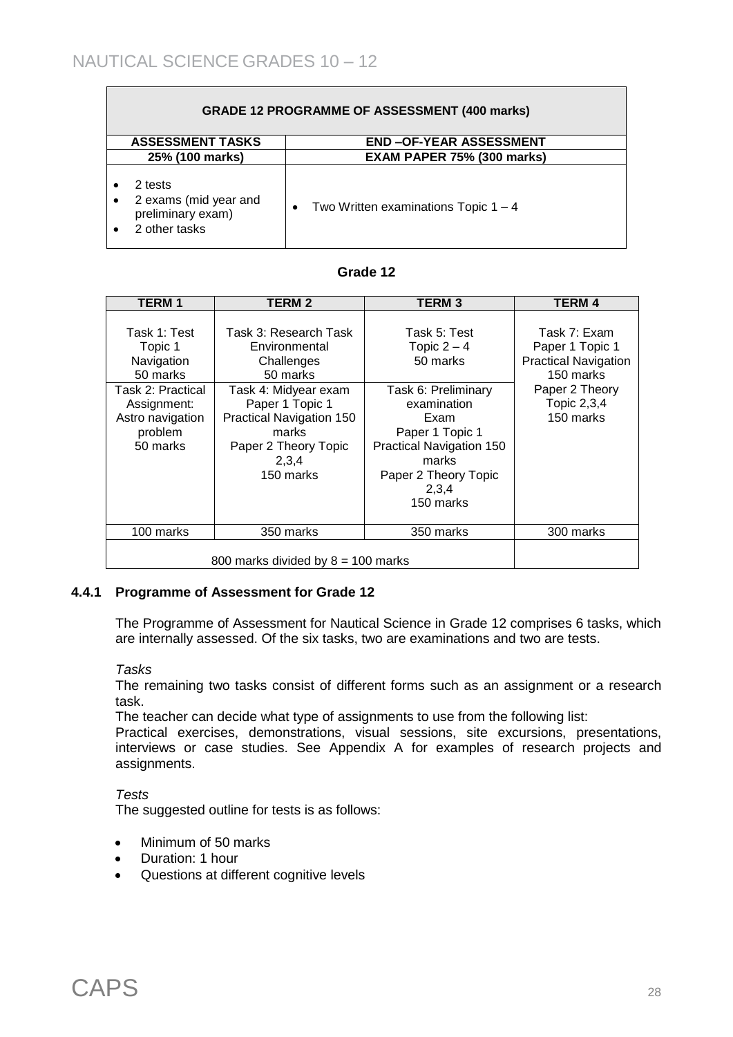| GRADE 12 PROGRAMME OF ASSESSMENT (400 marks) | |
|---|---|
| **ASSESSMENT TASKS** | **END –OF-YEAR ASSESSMENT** |
| **25% (100 marks)** | **EXAM PAPER 75% (300 marks)** |
| • 2 tests<br>• 2 exams (mid year and preliminary exam)<br>• 2 other tasks | • Two Written examinations Topic 1 – 4 |

**Grade 12**

| TERM 1 | TERM 2 | TERM 3 | TERM 4 |
|---|---|---|---|
| Task 1: Test<br>Topic 1<br>Navigation<br>50 marks | Task 3: Research Task<br>Environmental Challenges<br>50 marks | Task 5: Test<br>Topic 2 – 4<br>50 marks | Task 7: Exam<br>Paper 1 Topic 1<br>Practical Navigation<br>150 marks<br>Paper 2 Theory<br>Topic 2,3,4<br>150 marks |
| Task 2: Practical Assignment:<br>Astro navigation problem<br>50 marks | Task 4: Midyear exam<br>Paper 1 Topic 1<br>Practical Navigation 150 marks<br>Paper 2 Theory Topic 2,3,4<br>150 marks | Task 6: Preliminary examination<br>Exam<br>Paper 1 Topic 1<br>Practical Navigation 150 marks<br>Paper 2 Theory Topic 2,3,4<br>150 marks | |
| 100 marks | 350 marks | 350 marks | 300 marks |
| 800 marks divided by 8 = 100 marks | | | |

### 4.4.1 Programme of Assessment for Grade 12

The Programme of Assessment for Nautical Science in Grade 12 comprises 6 tasks, which are internally assessed. Of the six tasks, two are examinations and two are tests.

*Tasks*

The remaining two tasks consist of different forms such as an assignment or a research task.

The teacher can decide what type of assignments to use from the following list:

Practical exercises, demonstrations, visual sessions, site excursions, presentations, interviews or case studies. See Appendix A for examples of research projects and assignments.

*Tests*

The suggested outline for tests is as follows:

- Minimum of 50 marks
- Duration: 1 hour
- Questions at different cognitive levels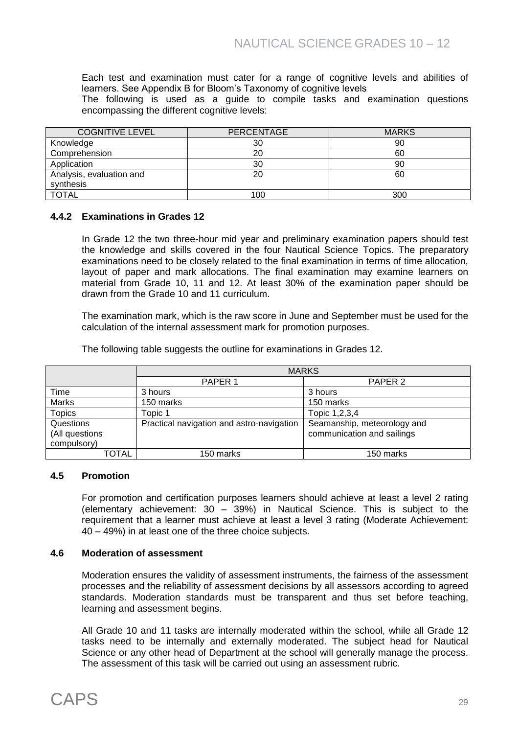Each test and examination must cater for a range of cognitive levels and abilities of learners. See Appendix B for Bloom's Taxonomy of cognitive levels
The following is used as a guide to compile tasks and examination questions encompassing the different cognitive levels:

| COGNITIVE LEVEL | PERCENTAGE | MARKS |
|---|---|---|
| Knowledge | 30 | 90 |
| Comprehension | 20 | 60 |
| Application | 30 | 90 |
| Analysis, evaluation and synthesis | 20 | 60 |
| TOTAL | 100 | 300 |

### 4.4.2 Examinations in Grades 12

In Grade 12 the two three-hour mid year and preliminary examination papers should test the knowledge and skills covered in the four Nautical Science Topics. The preparatory examinations need to be closely related to the final examination in terms of time allocation, layout of paper and mark allocations. The final examination may examine learners on material from Grade 10, 11 and 12. At least 30% of the examination paper should be drawn from the Grade 10 and 11 curriculum.

The examination mark, which is the raw score in June and September must be used for the calculation of the internal assessment mark for promotion purposes.

The following table suggests the outline for examinations in Grades 12.

| | MARKS | |
|---|---|---|
| | PAPER 1 | PAPER 2 |
| Time | 3 hours | 3 hours |
| Marks | 150 marks | 150 marks |
| Topics | Topic 1 | Topic 1,2,3,4 |
| Questions (All questions compulsory) | Practical navigation and astro-navigation | Seamanship, meteorology and communication and sailings |
| TOTAL | 150 marks | 150 marks |

### 4.5 Promotion

For promotion and certification purposes learners should achieve at least a level 2 rating (elementary achievement: 30 – 39%) in Nautical Science. This is subject to the requirement that a learner must achieve at least a level 3 rating (Moderate Achievement: 40 – 49%) in at least one of the three choice subjects.

### 4.6 Moderation of assessment

Moderation ensures the validity of assessment instruments, the fairness of the assessment processes and the reliability of assessment decisions by all assessors according to agreed standards. Moderation standards must be transparent and thus set before teaching, learning and assessment begins.

All Grade 10 and 11 tasks are internally moderated within the school, while all Grade 12 tasks need to be internally and externally moderated. The subject head for Nautical Science or any other head of Department at the school will generally manage the process. The assessment of this task will be carried out using an assessment rubric.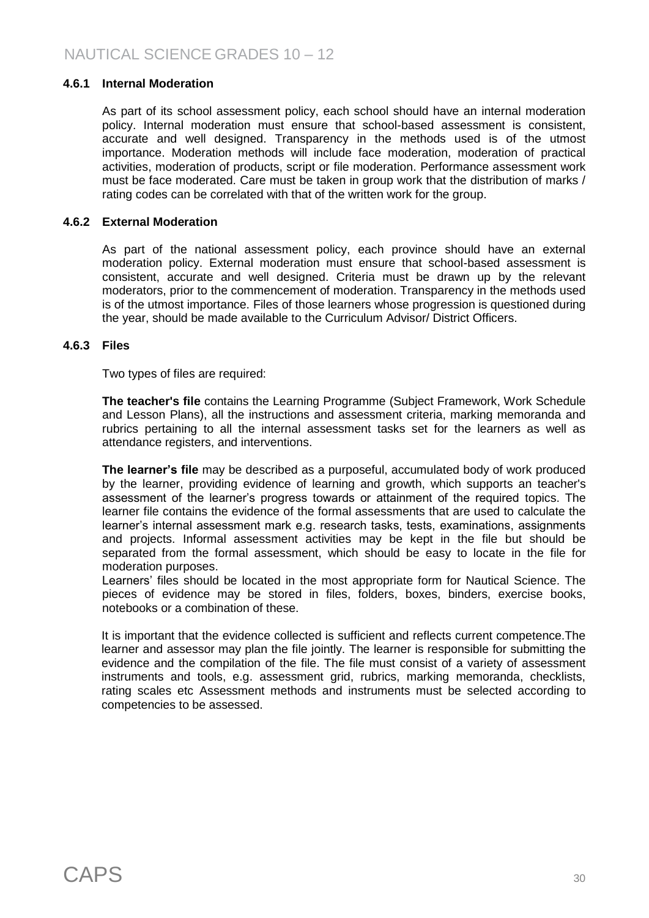#### 4.6.1 Internal Moderation

As part of its school assessment policy, each school should have an internal moderation policy. Internal moderation must ensure that school-based assessment is consistent, accurate and well designed. Transparency in the methods used is of the utmost importance. Moderation methods will include face moderation, moderation of practical activities, moderation of products, script or file moderation. Performance assessment work must be face moderated. Care must be taken in group work that the distribution of marks / rating codes can be correlated with that of the written work for the group.

#### 4.6.2 External Moderation

As part of the national assessment policy, each province should have an external moderation policy. External moderation must ensure that school-based assessment is consistent, accurate and well designed. Criteria must be drawn up by the relevant moderators, prior to the commencement of moderation. Transparency in the methods used is of the utmost importance. Files of those learners whose progression is questioned during the year, should be made available to the Curriculum Advisor/ District Officers.

#### 4.6.3 Files

Two types of files are required:

**The teacher's file** contains the Learning Programme (Subject Framework, Work Schedule and Lesson Plans), all the instructions and assessment criteria, marking memoranda and rubrics pertaining to all the internal assessment tasks set for the learners as well as attendance registers, and interventions.

**The learner's file** may be described as a purposeful, accumulated body of work produced by the learner, providing evidence of learning and growth, which supports an teacher's assessment of the learner's progress towards or attainment of the required topics. The learner file contains the evidence of the formal assessments that are used to calculate the learner's internal assessment mark e.g. research tasks, tests, examinations, assignments and projects. Informal assessment activities may be kept in the file but should be separated from the formal assessment, which should be easy to locate in the file for moderation purposes.

Learners' files should be located in the most appropriate form for Nautical Science. The pieces of evidence may be stored in files, folders, boxes, binders, exercise books, notebooks or a combination of these.

It is important that the evidence collected is sufficient and reflects current competence.The learner and assessor may plan the file jointly. The learner is responsible for submitting the evidence and the compilation of the file. The file must consist of a variety of assessment instruments and tools, e.g. assessment grid, rubrics, marking memoranda, checklists, rating scales etc Assessment methods and instruments must be selected according to competencies to be assessed.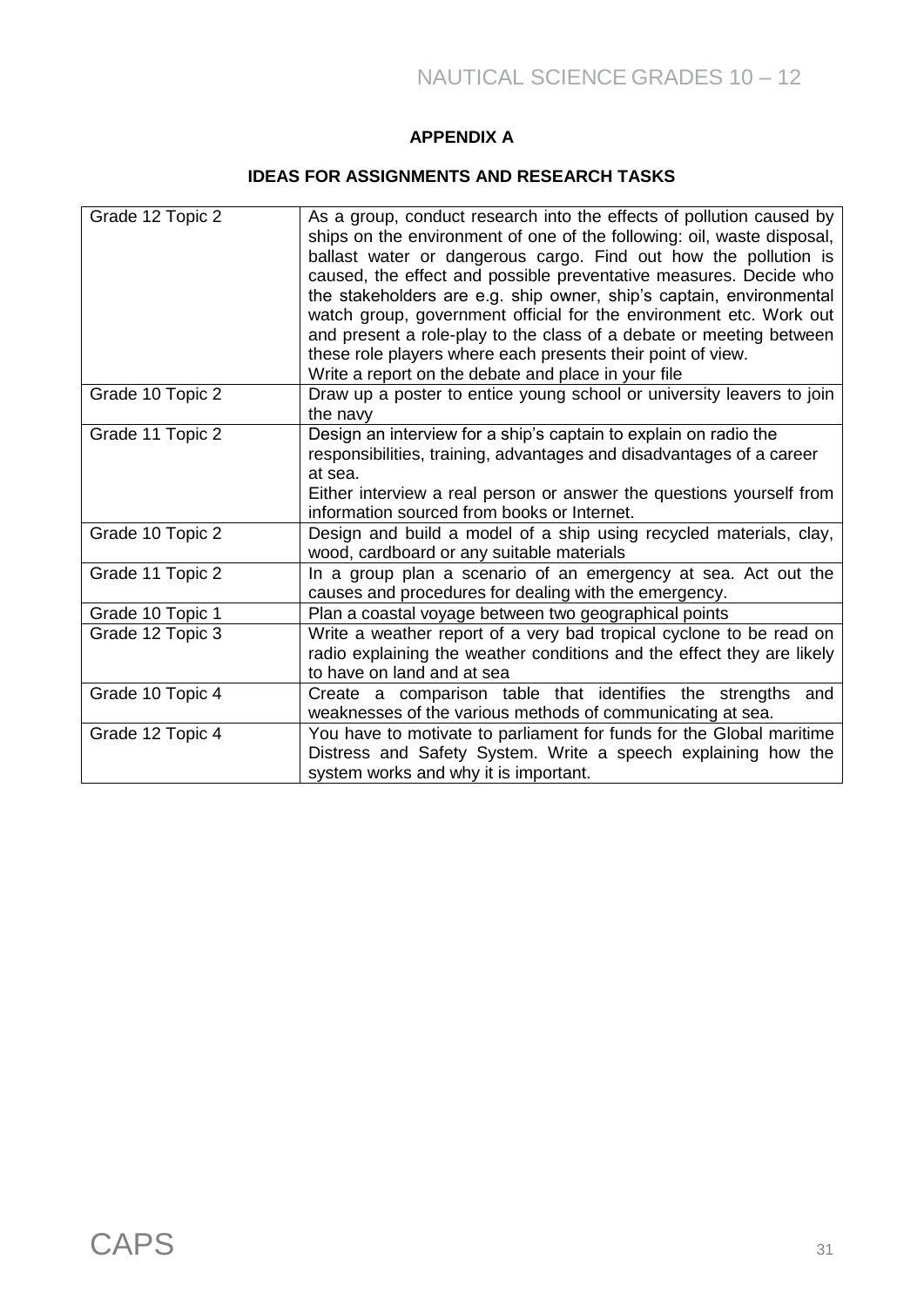## APPENDIX A

### IDEAS FOR ASSIGNMENTS AND RESEARCH TASKS

| | |
|---|---|
| Grade 12 Topic 2 | As a group, conduct research into the effects of pollution caused by ships on the environment of one of the following: oil, waste disposal, ballast water or dangerous cargo. Find out how the pollution is caused, the effect and possible preventative measures. Decide who the stakeholders are e.g. ship owner, ship's captain, environmental watch group, government official for the environment etc. Work out and present a role-play to the class of a debate or meeting between these role players where each presents their point of view.<br>Write a report on the debate and place in your file |
| Grade 10 Topic 2 | Draw up a poster to entice young school or university leavers to join the navy |
| Grade 11 Topic 2 | Design an interview for a ship's captain to explain on radio the responsibilities, training, advantages and disadvantages of a career at sea.<br>Either interview a real person or answer the questions yourself from information sourced from books or Internet. |
| Grade 10 Topic 2 | Design and build a model of a ship using recycled materials, clay, wood, cardboard or any suitable materials |
| Grade 11 Topic 2 | In a group plan a scenario of an emergency at sea. Act out the causes and procedures for dealing with the emergency. |
| Grade 10 Topic 1 | Plan a coastal voyage between two geographical points |
| Grade 12 Topic 3 | Write a weather report of a very bad tropical cyclone to be read on radio explaining the weather conditions and the effect they are likely to have on land and at sea |
| Grade 10 Topic 4 | Create a comparison table that identifies the strengths and weaknesses of the various methods of communicating at sea. |
| Grade 12 Topic 4 | You have to motivate to parliament for funds for the Global maritime Distress and Safety System. Write a speech explaining how the system works and why it is important. |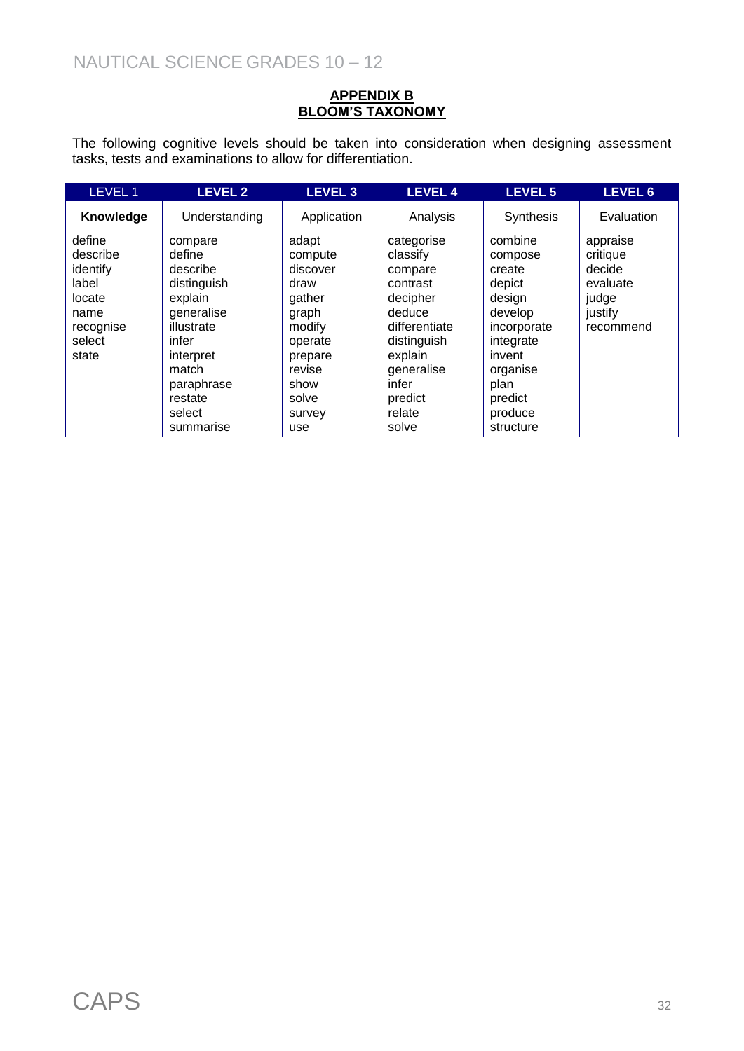## APPENDIX B
## BLOOM'S TAXONOMY

The following cognitive levels should be taken into consideration when designing assessment tasks, tests and examinations to allow for differentiation.

| LEVEL 1 | LEVEL 2 | LEVEL 3 | LEVEL 4 | LEVEL 5 | LEVEL 6 |
|---|---|---|---|---|---|
| **Knowledge** | Understanding | Application | Analysis | Synthesis | Evaluation |
| define<br>describe<br>identify<br>label<br>locate<br>name<br>recognise<br>select<br>state | compare<br>define<br>describe<br>distinguish<br>explain<br>generalise<br>illustrate<br>infer<br>interpret<br>match<br>paraphrase<br>restate<br>select<br>summarise | adapt<br>compute<br>discover<br>draw<br>gather<br>graph<br>modify<br>operate<br>prepare<br>revise<br>show<br>solve<br>survey<br>use | categorise<br>classify<br>compare<br>contrast<br>decipher<br>deduce<br>differentiate<br>distinguish<br>explain<br>generalise<br>infer<br>predict<br>relate<br>solve | combine<br>compose<br>create<br>depict<br>design<br>develop<br>incorporate<br>integrate<br>invent<br>organise<br>plan<br>predict<br>produce<br>structure | appraise<br>critique<br>decide<br>evaluate<br>judge<br>justify<br>recommend |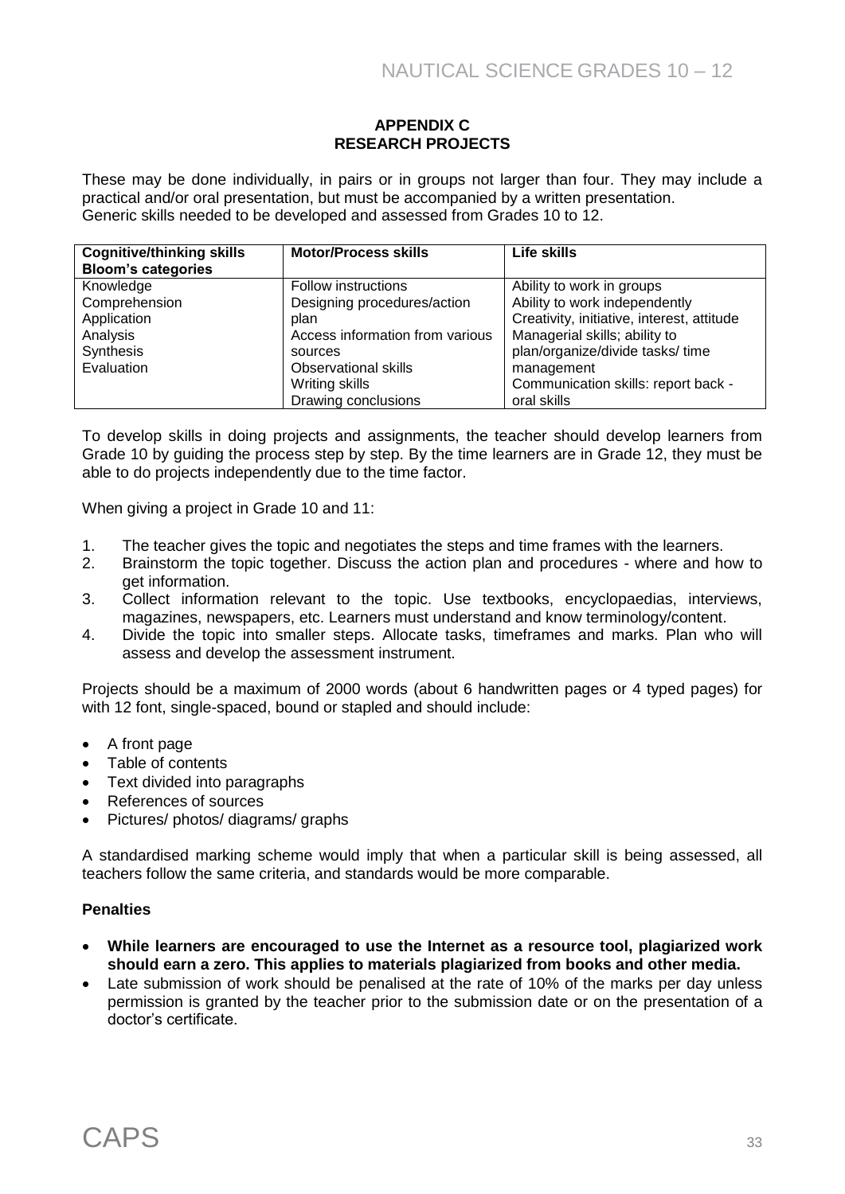## APPENDIX C
## RESEARCH PROJECTS

These may be done individually, in pairs or in groups not larger than four. They may include a practical and/or oral presentation, but must be accompanied by a written presentation. Generic skills needed to be developed and assessed from Grades 10 to 12.

| **Cognitive/thinking skills Bloom's categories** | **Motor/Process skills** | **Life skills** |
|---|---|---|
| Knowledge<br>Comprehension<br>Application<br>Analysis<br>Synthesis<br>Evaluation | Follow instructions<br>Designing procedures/action plan<br>Access information from various sources<br>Observational skills<br>Writing skills<br>Drawing conclusions | Ability to work in groups<br>Ability to work independently<br>Creativity, initiative, interest, attitude<br>Managerial skills; ability to plan/organize/divide tasks/ time management<br>Communication skills: report back - oral skills |

To develop skills in doing projects and assignments, the teacher should develop learners from Grade 10 by guiding the process step by step. By the time learners are in Grade 12, they must be able to do projects independently due to the time factor.

When giving a project in Grade 10 and 11:

1. The teacher gives the topic and negotiates the steps and time frames with the learners.
2. Brainstorm the topic together. Discuss the action plan and procedures - where and how to get information.
3. Collect information relevant to the topic. Use textbooks, encyclopaedias, interviews, magazines, newspapers, etc. Learners must understand and know terminology/content.
4. Divide the topic into smaller steps. Allocate tasks, timeframes and marks. Plan who will assess and develop the assessment instrument.

Projects should be a maximum of 2000 words (about 6 handwritten pages or 4 typed pages) for with 12 font, single-spaced, bound or stapled and should include:

- A front page
- Table of contents
- Text divided into paragraphs
- References of sources
- Pictures/ photos/ diagrams/ graphs

A standardised marking scheme would imply that when a particular skill is being assessed, all teachers follow the same criteria, and standards would be more comparable.

### Penalties

- **While learners are encouraged to use the Internet as a resource tool, plagiarized work should earn a zero. This applies to materials plagiarized from books and other media.**
- Late submission of work should be penalised at the rate of 10% of the marks per day unless permission is granted by the teacher prior to the submission date or on the presentation of a doctor's certificate.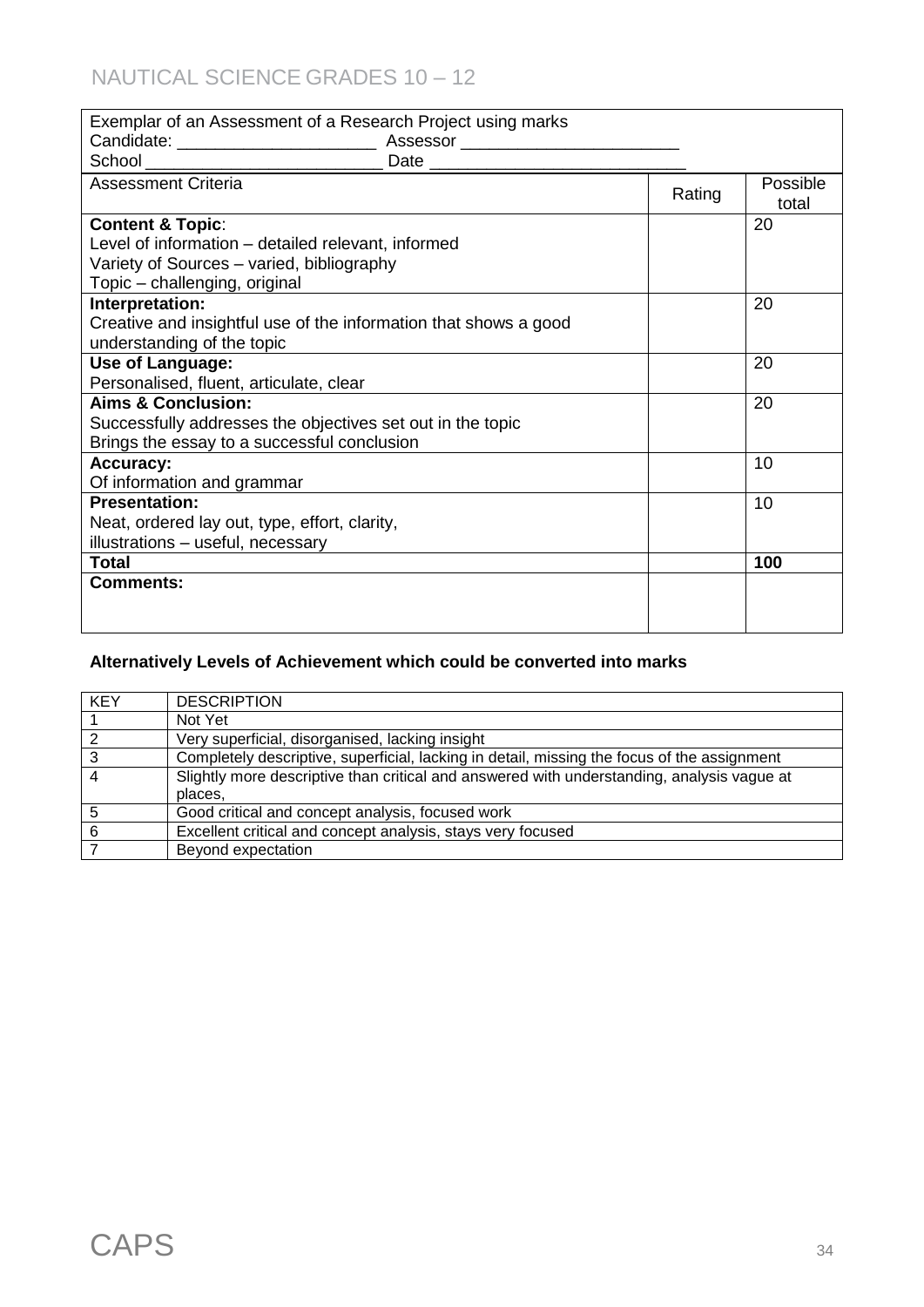| Exemplar of an Assessment of a Research Project using marks<br>Candidate: _____________________ Assessor _______________________<br>School _________________________ Date ___________________________ | | |
|---|---|---|
| Assessment Criteria | Rating | Possible total |
| **Content & Topic**:<br>Level of information – detailed relevant, informed<br>Variety of Sources – varied, bibliography<br>Topic – challenging, original | | 20 |
| **Interpretation:**<br>Creative and insightful use of the information that shows a good understanding of the topic | | 20 |
| **Use of Language:**<br>Personalised, fluent, articulate, clear | | 20 |
| **Aims & Conclusion:**<br>Successfully addresses the objectives set out in the topic<br>Brings the essay to a successful conclusion | | 20 |
| **Accuracy:**<br>Of information and grammar | | 10 |
| **Presentation:**<br>Neat, ordered lay out, type, effort, clarity,<br>illustrations – useful, necessary | | 10 |
| **Total** | | **100** |
| **Comments:** | | |

**Alternatively Levels of Achievement which could be converted into marks**

| KEY | DESCRIPTION |
|---|---|
| 1 | Not Yet |
| 2 | Very superficial, disorganised, lacking insight |
| 3 | Completely descriptive, superficial, lacking in detail, missing the focus of the assignment |
| 4 | Slightly more descriptive than critical and answered with understanding, analysis vague at places, |
| 5 | Good critical and concept analysis, focused work |
| 6 | Excellent critical and concept analysis, stays very focused |
| 7 | Beyond expectation |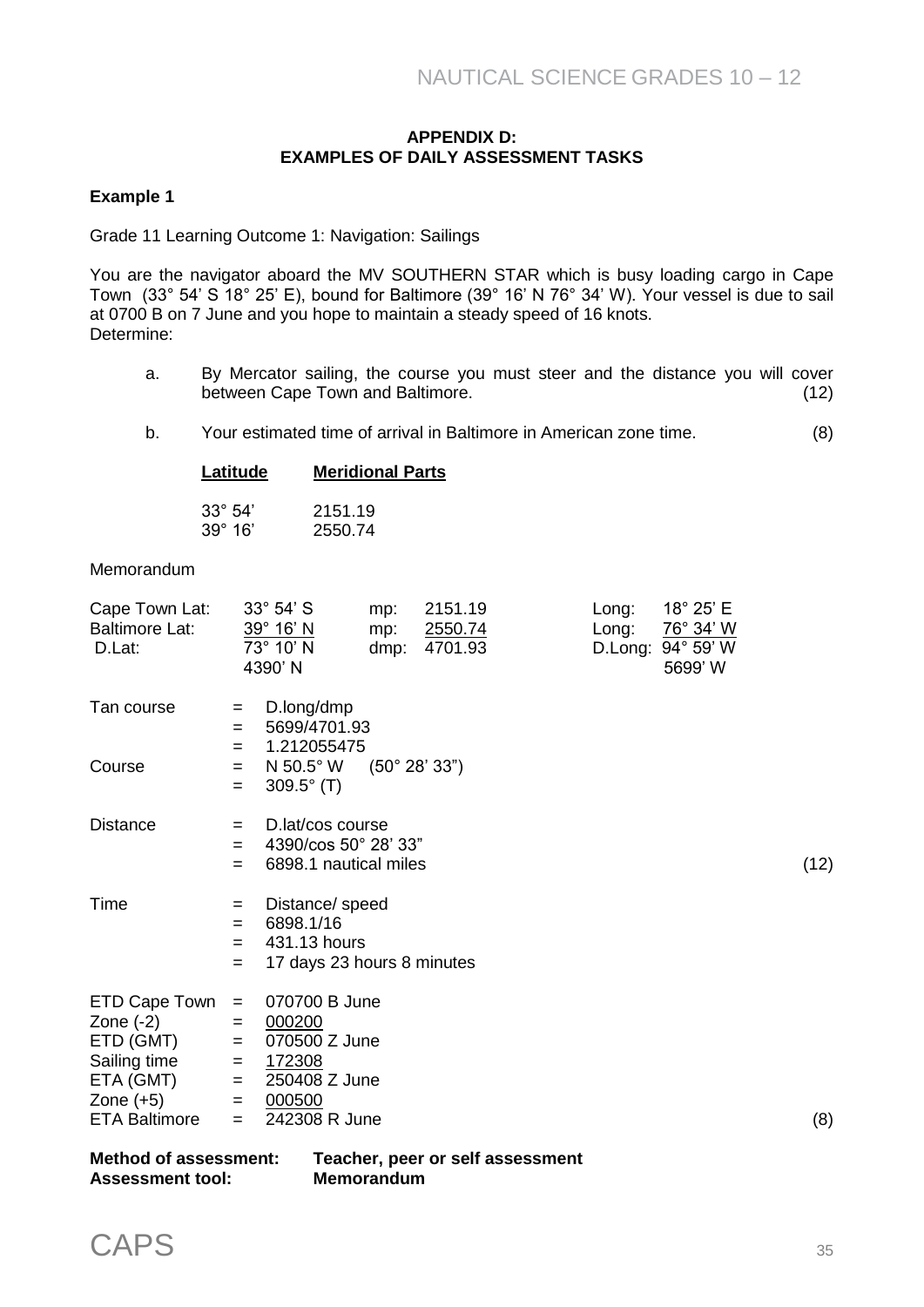## APPENDIX D: EXAMPLES OF DAILY ASSESSMENT TASKS

### Example 1

Grade 11 Learning Outcome 1: Navigation: Sailings

You are the navigator aboard the MV SOUTHERN STAR which is busy loading cargo in Cape Town (33° 54' S 18° 25' E), bound for Baltimore (39° 16' N 76° 34' W). Your vessel is due to sail at 0700 B on 7 June and you hope to maintain a steady speed of 16 knots.
Determine:

a. By Mercator sailing, the course you must steer and the distance you will cover between Cape Town and Baltimore. (12)

b. Your estimated time of arrival in Baltimore in American zone time. (8)

| **Latitude** | **Meridional Parts** |
|---|---|
| 33° 54' | 2151.19 |
| 39° 16' | 2550.74 |

Memorandum

| | | | | | |
|---|---|---|---|---|---|
| Cape Town Lat: | 33° 54' S | mp: | 2151.19 | Long: | 18° 25' E |
| Baltimore Lat: | 39° 16' N | mp: | 2550.74 | Long: | 76° 34' W |
| D.Lat: | 73° 10' N | dmp: | 4701.93 | D.Long: | 94° 59' W |
| | 4390' N | | | | 5699' W |

| | | |
|---|---|---|
| Tan course | = | D.long/dmp |
| | = | 5699/4701.93 |
| | = | 1.212055475 |
| Course | = | N 50.5° W (50° 28' 33") |
| | = | 309.5° (T) |
| Distance | = | D.lat/cos course |
| | = | 4390/cos 50° 28' 33" |
| | = | 6898.1 nautical miles (12) |
| Time | = | Distance/ speed |
| | = | 6898.1/16 |
| | = | 431.13 hours |
| | = | 17 days 23 hours 8 minutes |
| ETD Cape Town | = | 070700 B June |
| Zone (-2) | = | 000200 |
| ETD (GMT) | = | 070500 Z June |
| Sailing time | = | 172308 |
| ETA (GMT) | = | 250408 Z June |
| Zone (+5) | = | 000500 |
| ETA Baltimore | = | 242308 R June (8) |

**Method of assessment:** **Teacher, peer or self assessment**
**Assessment tool:** **Memorandum**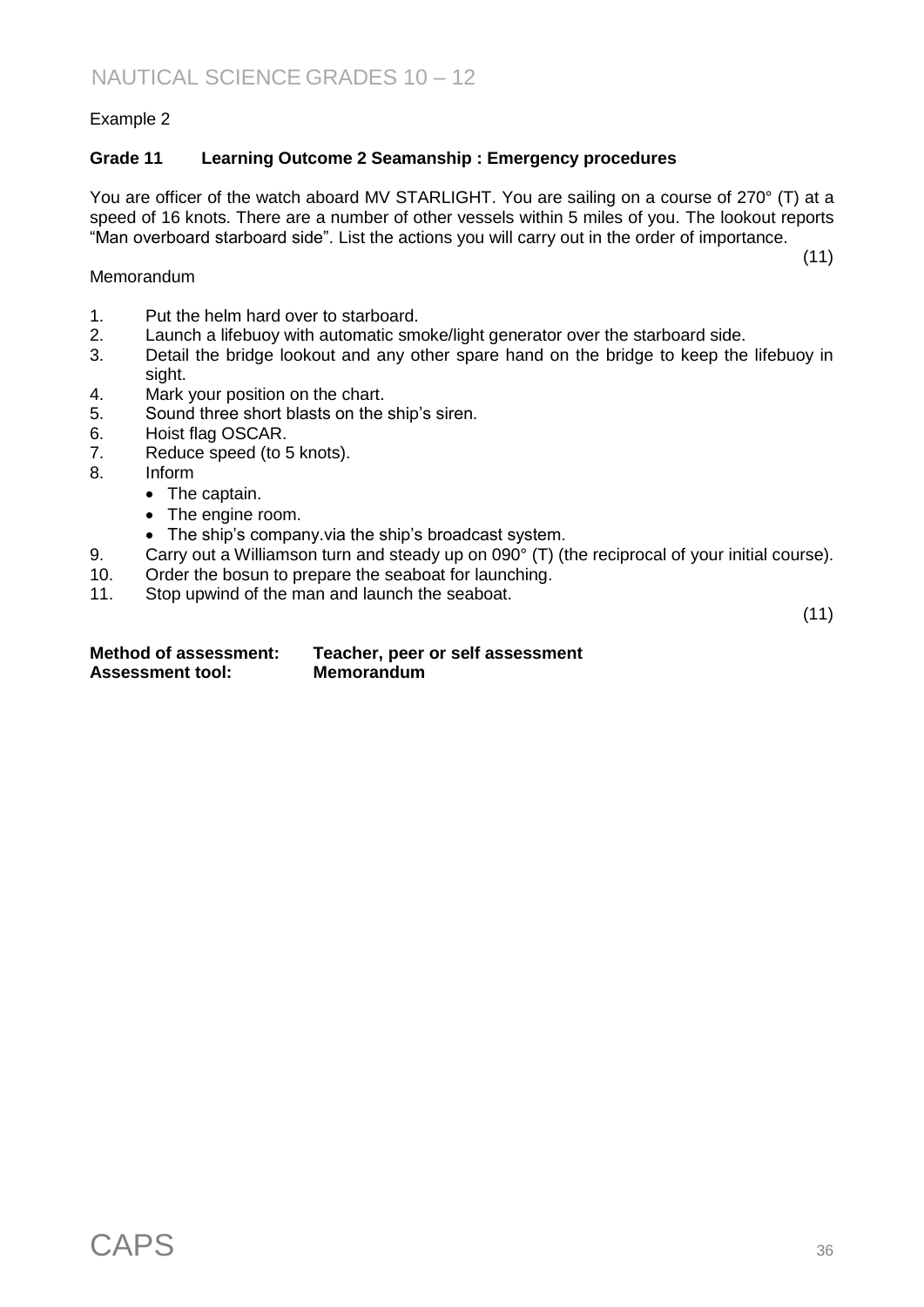Example 2

**Grade 11 Learning Outcome 2 Seamanship : Emergency procedures**

You are officer of the watch aboard MV STARLIGHT. You are sailing on a course of 270° (T) at a speed of 16 knots. There are a number of other vessels within 5 miles of you. The lookout reports "Man overboard starboard side". List the actions you will carry out in the order of importance.

(11)

Memorandum

1. Put the helm hard over to starboard.
2. Launch a lifebuoy with automatic smoke/light generator over the starboard side.
3. Detail the bridge lookout and any other spare hand on the bridge to keep the lifebuoy in sight.
4. Mark your position on the chart.
5. Sound three short blasts on the ship's siren.
6. Hoist flag OSCAR.
7. Reduce speed (to 5 knots).
8. Inform
   - The captain.
   - The engine room.
   - The ship's company.via the ship's broadcast system.
9. Carry out a Williamson turn and steady up on 090° (T) (the reciprocal of your initial course).
10. Order the bosun to prepare the seaboat for launching.
11. Stop upwind of the man and launch the seaboat.

(11)

**Method of assessment:** **Teacher, peer or self assessment**
**Assessment tool:** **Memorandum**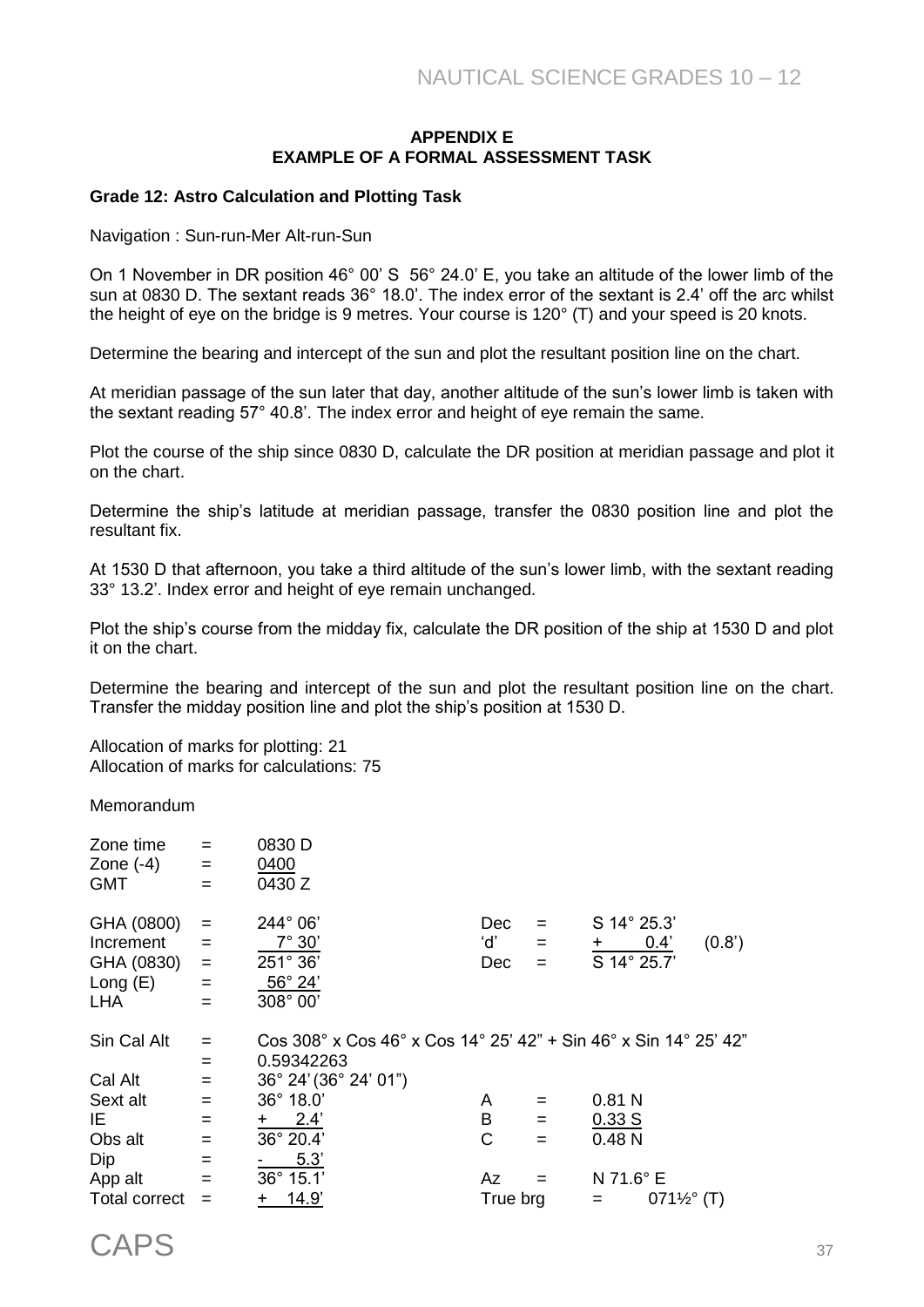### APPENDIX E
### EXAMPLE OF A FORMAL ASSESSMENT TASK

**Grade 12: Astro Calculation and Plotting Task**

Navigation : Sun-run-Mer Alt-run-Sun

On 1 November in DR position 46° 00' S 56° 24.0' E, you take an altitude of the lower limb of the sun at 0830 D. The sextant reads 36° 18.0'. The index error of the sextant is 2.4' off the arc whilst the height of eye on the bridge is 9 metres. Your course is 120° (T) and your speed is 20 knots.

Determine the bearing and intercept of the sun and plot the resultant position line on the chart.

At meridian passage of the sun later that day, another altitude of the sun's lower limb is taken with the sextant reading 57° 40.8'. The index error and height of eye remain the same.

Plot the course of the ship since 0830 D, calculate the DR position at meridian passage and plot it on the chart.

Determine the ship's latitude at meridian passage, transfer the 0830 position line and plot the resultant fix.

At 1530 D that afternoon, you take a third altitude of the sun's lower limb, with the sextant reading 33° 13.2'. Index error and height of eye remain unchanged.

Plot the ship's course from the midday fix, calculate the DR position of the ship at 1530 D and plot it on the chart.

Determine the bearing and intercept of the sun and plot the resultant position line on the chart. Transfer the midday position line and plot the ship's position at 1530 D.

Allocation of marks for plotting: 21
Allocation of marks for calculations: 75

Memorandum

| | | | | | | |
|---|---|---|---|---|---|---|
| Zone time | = | 0830 D | | | | |
| Zone (-4) | = | 0400 | | | | |
| GMT | = | 0430 Z | | | | |
| | | | | | | |
| GHA (0800) | = | 244° 06' | Dec | = | S 14° 25.3' | |
| Increment | = | 7° 30' | 'd' | = | + 0.4' | (0.8') |
| GHA (0830) | = | 251° 36' | Dec | = | S 14° 25.7' | |
| Long (E) | = | 56° 24' | | | | |
| LHA | = | 308° 00' | | | | |
| | | | | | | |
| Sin Cal Alt | = | Cos 308° x Cos 46° x Cos 14° 25' 42" + Sin 46° x Sin 14° 25' 42" | | | | |
| | = | 0.59342263 | | | | |
| Cal Alt | = | 36° 24' (36° 24' 01") | | | | |
| Sext alt | = | 36° 18.0' | A | = | 0.81 N | |
| IE | = | + 2.4' | B | = | 0.33 S | |
| Obs alt | = | 36° 20.4' | C | = | 0.48 N | |
| Dip | = | - 5.3' | | | | |
| App alt | = | 36° 15.1' | Az | = | N 71.6° E | |
| Total correct | = | + 14.9' | True brg | = | 071½° (T) | |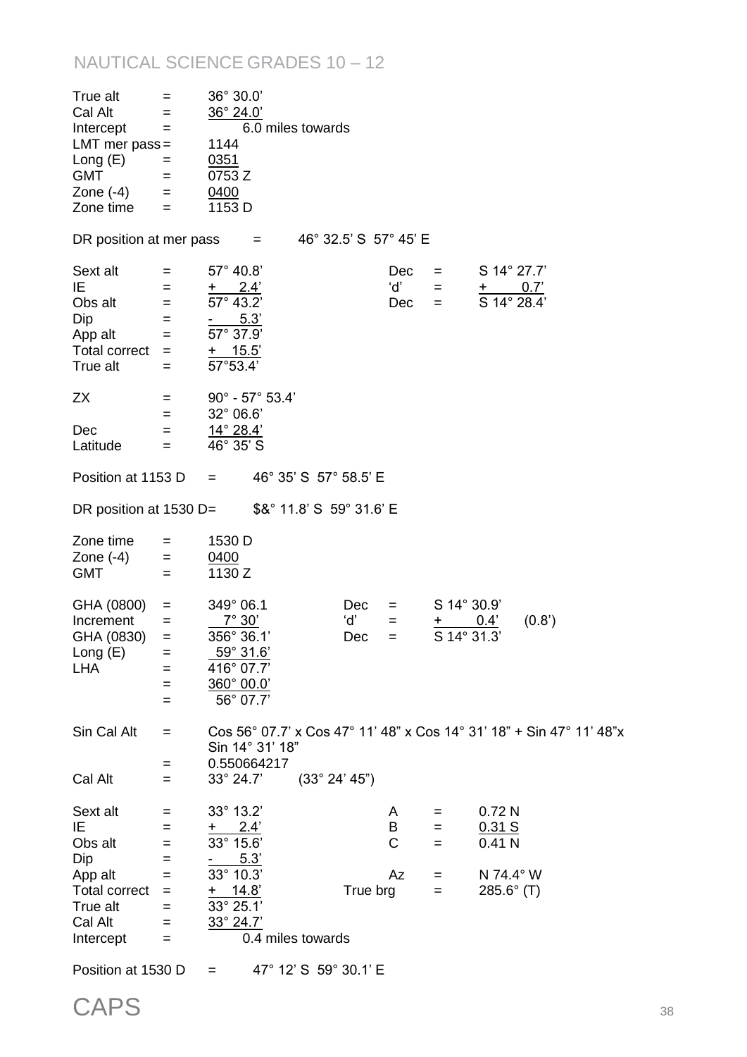| | | |
|---|---|---|
| True alt | = | 36° 30.0' |
| Cal Alt | = | 36° 24.0' |
| Intercept | = | 6.0 miles towards |
| LMT mer pass | = | 1144 |
| Long (E) | = | 0351 |
| GMT | = | 0753 Z |
| Zone (-4) | = | 0400 |
| Zone time | = | 1153 D |

DR position at mer pass = 46° 32.5' S 57° 45' E

| | | | | | |
|---|---|---|---|---|---|
| Sext alt | = | 57° 40.8' | Dec | = | S 14° 27.7' |
| IE | = | + 2.4' | 'd' | = | + 0.7' |
| Obs alt | = | 57° 43.2' | Dec | = | S 14° 28.4' |
| Dip | = | - 5.3' | | | |
| App alt | = | 57° 37.9' | | | |
| Total correct | = | + 15.5' | | | |
| True alt | = | 57°53.4' | | | |

| | | |
|---|---|---|
| ZX | = | 90° - 57° 53.4' |
| | = | 32° 06.6' |
| Dec | = | 14° 28.4' |
| Latitude | = | 46° 35' S |

Position at 1153 D = 46° 35' S 57° 58.5' E

DR position at 1530 D= $&° 11.8' S 59° 31.6' E

| | | |
|---|---|---|
| Zone time | = | 1530 D |
| Zone (-4) | = | 0400 |
| GMT | = | 1130 Z |

| | | | | | | |
|---|---|---|---|---|---|---|
| GHA (0800) | = | 349° 06.1 | Dec | = | S 14° 30.9' | |
| Increment | = | 7° 30' | 'd' | = | + 0.4' | (0.8') |
| GHA (0830) | = | 356° 36.1' | Dec | = | S 14° 31.3' | |
| Long (E) | = | 59° 31.6' | | | | |
| LHA | = | 416° 07.7' | | | | |
| | = | 360° 00.0' | | | | |
| | = | 56° 07.7' | | | | |

| | | |
|---|---|---|
| Sin Cal Alt | = | Cos 56° 07.7' x Cos 47° 11' 48" x Cos 14° 31' 18" + Sin 47° 11' 48"x Sin 14° 31' 18" |
| | = | 0.550664217 |
| Cal Alt | = | 33° 24.7' (33° 24' 45") |

| | | | | | |
|---|---|---|---|---|---|
| Sext alt | = | 33° 13.2' | A | = | 0.72 N |
| IE | = | + 2.4' | B | = | 0.31 S |
| Obs alt | = | 33° 15.6' | C | = | 0.41 N |
| Dip | = | - 5.3' | | | |
| App alt | = | 33° 10.3' | Az | = | N 74.4° W |
| Total correct | = | + 14.8' | True brg | = | 285.6° (T) |
| True alt | = | 33° 25.1' | | | |
| Cal Alt | = | 33° 24.7' | | | |
| Intercept | = | 0.4 miles towards | | | |

Position at 1530 D = 47° 12' S 59° 30.1' E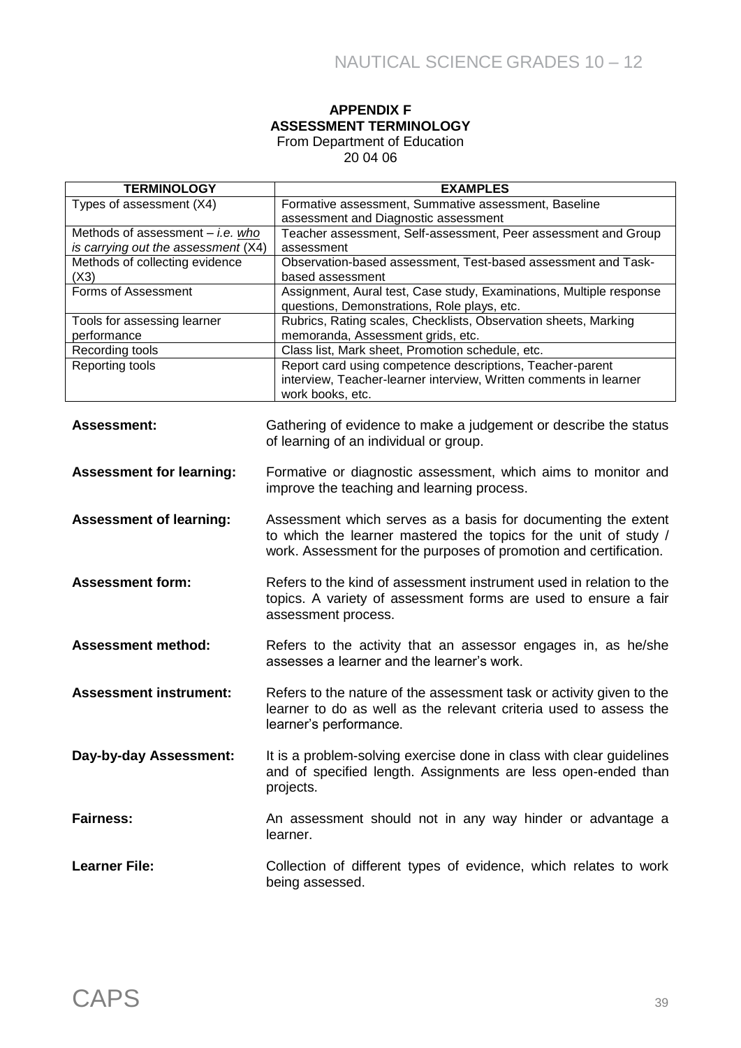## APPENDIX F
## ASSESSMENT TERMINOLOGY

From Department of Education
20 04 06

| TERMINOLOGY | EXAMPLES |
|---|---|
| Types of assessment (X4) | Formative assessment, Summative assessment, Baseline assessment and Diagnostic assessment |
| Methods of assessment – *i.e. who is carrying out the assessment* (X4) | Teacher assessment, Self-assessment, Peer assessment and Group assessment |
| Methods of collecting evidence (X3) | Observation-based assessment, Test-based assessment and Task-based assessment |
| Forms of Assessment | Assignment, Aural test, Case study, Examinations, Multiple response questions, Demonstrations, Role plays, etc. |
| Tools for assessing learner performance | Rubrics, Rating scales, Checklists, Observation sheets, Marking memoranda, Assessment grids, etc. |
| Recording tools | Class list, Mark sheet, Promotion schedule, etc. |
| Reporting tools | Report card using competence descriptions, Teacher-parent interview, Teacher-learner interview, Written comments in learner work books, etc. |

**Assessment:** Gathering of evidence to make a judgement or describe the status of learning of an individual or group.

**Assessment for learning:** Formative or diagnostic assessment, which aims to monitor and improve the teaching and learning process.

**Assessment of learning:** Assessment which serves as a basis for documenting the extent to which the learner mastered the topics for the unit of study / work. Assessment for the purposes of promotion and certification.

**Assessment form:** Refers to the kind of assessment instrument used in relation to the topics. A variety of assessment forms are used to ensure a fair assessment process.

**Assessment method:** Refers to the activity that an assessor engages in, as he/she assesses a learner and the learner's work.

**Assessment instrument:** Refers to the nature of the assessment task or activity given to the learner to do as well as the relevant criteria used to assess the learner's performance.

**Day-by-day Assessment:** It is a problem-solving exercise done in class with clear guidelines and of specified length. Assignments are less open-ended than projects.

**Fairness:** An assessment should not in any way hinder or advantage a learner.

**Learner File:** Collection of different types of evidence, which relates to work being assessed.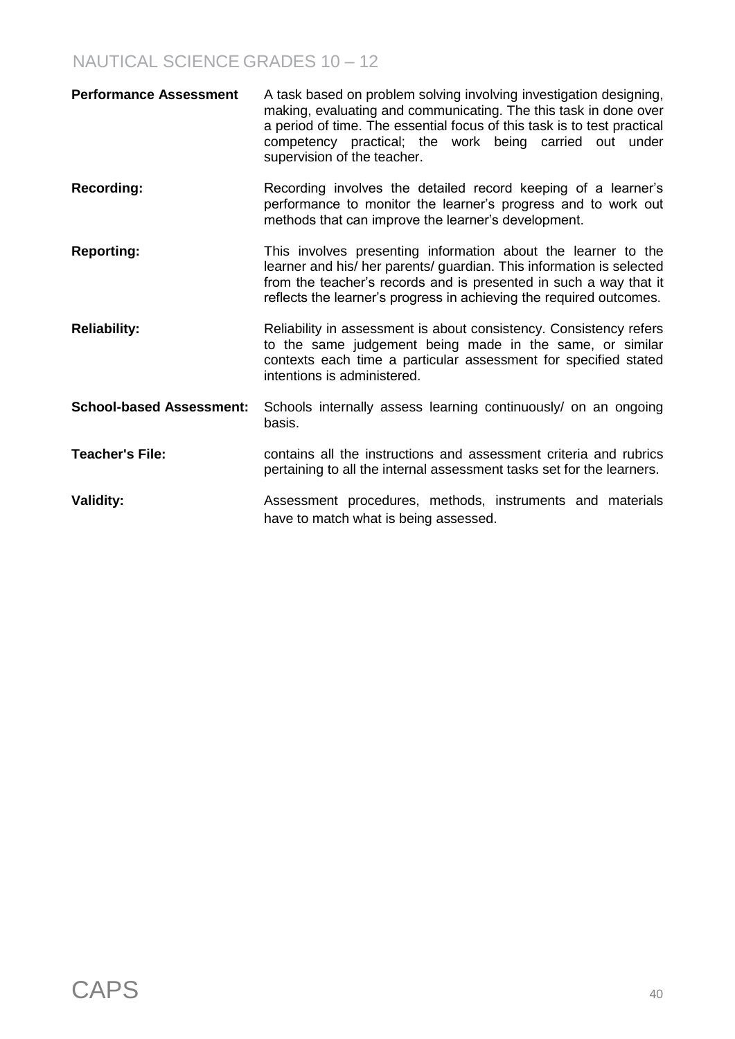**Performance Assessment** A task based on problem solving involving investigation designing, making, evaluating and communicating. The this task in done over a period of time. The essential focus of this task is to test practical competency practical; the work being carried out under supervision of the teacher.

**Recording:** Recording involves the detailed record keeping of a learner's performance to monitor the learner's progress and to work out methods that can improve the learner's development.

**Reporting:** This involves presenting information about the learner to the learner and his/ her parents/ guardian. This information is selected from the teacher's records and is presented in such a way that it reflects the learner's progress in achieving the required outcomes.

**Reliability:** Reliability in assessment is about consistency. Consistency refers to the same judgement being made in the same, or similar contexts each time a particular assessment for specified stated intentions is administered.

**School-based Assessment:** Schools internally assess learning continuously/ on an ongoing basis.

**Teacher's File:** contains all the instructions and assessment criteria and rubrics pertaining to all the internal assessment tasks set for the learners.

**Validity:** Assessment procedures, methods, instruments and materials have to match what is being assessed.